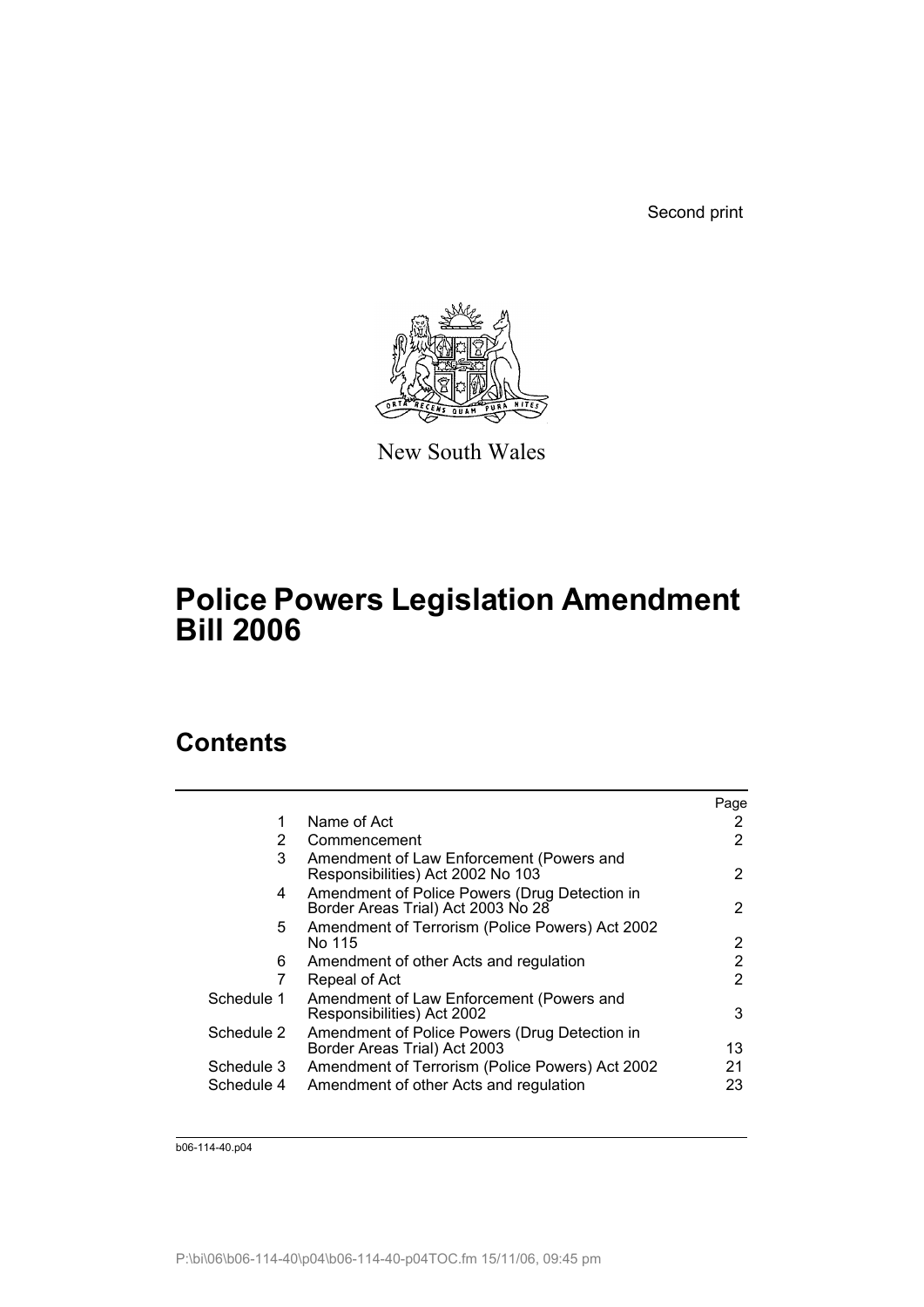Second print

New South Wales

# Police Powers Legislation Amendment Bill 2006

## Contents

| | | Page |
|---|---|---|
| 1 | Name of Act | 2 |
| 2 | Commencement | 2 |
| 3 | Amendment of Law Enforcement (Powers and Responsibilities) Act 2002 No 103 | 2 |
| 4 | Amendment of Police Powers (Drug Detection in Border Areas Trial) Act 2003 No 28 | 2 |
| 5 | Amendment of Terrorism (Police Powers) Act 2002 No 115 | 2 |
| 6 | Amendment of other Acts and regulation | 2 |
| 7 | Repeal of Act | 2 |
| Schedule 1 | Amendment of Law Enforcement (Powers and Responsibilities) Act 2002 | 3 |
| Schedule 2 | Amendment of Police Powers (Drug Detection in Border Areas Trial) Act 2003 | 13 |
| Schedule 3 | Amendment of Terrorism (Police Powers) Act 2002 | 21 |
| Schedule 4 | Amendment of other Acts and regulation | 23 |

b06-114-40.p04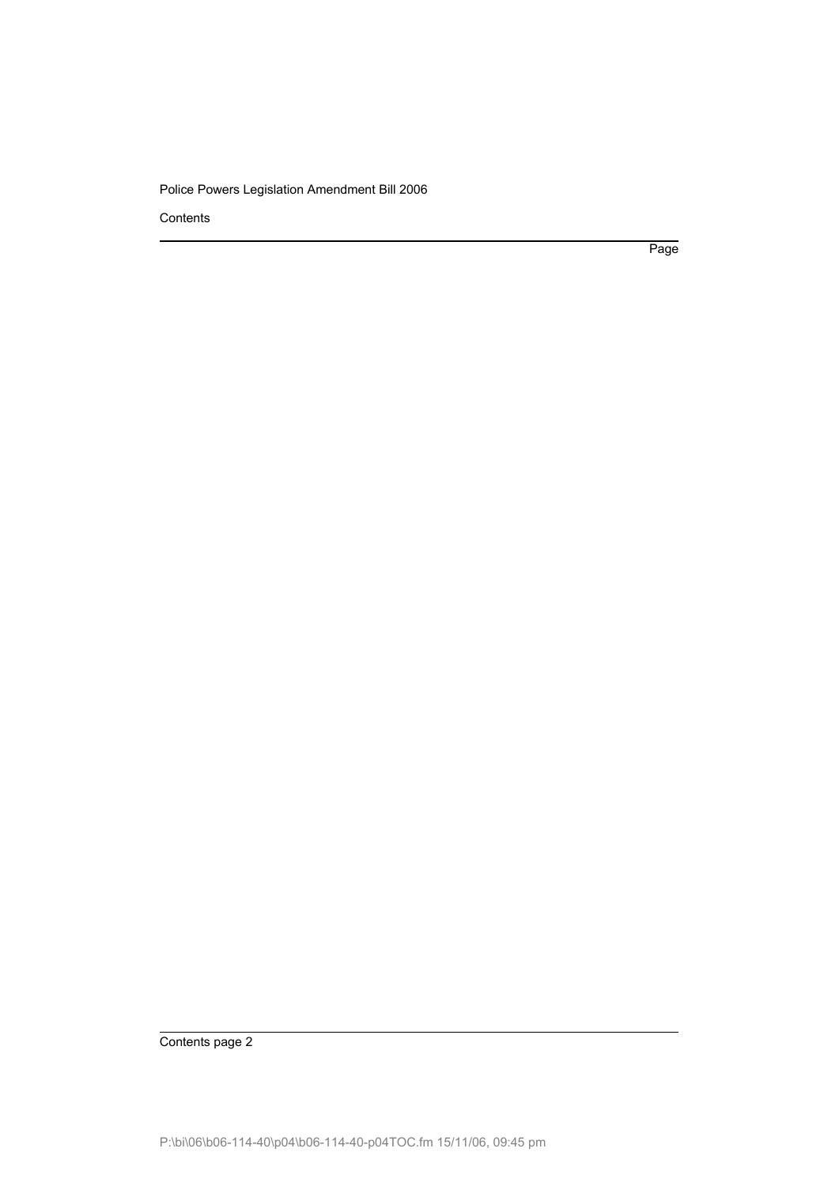Contents

Page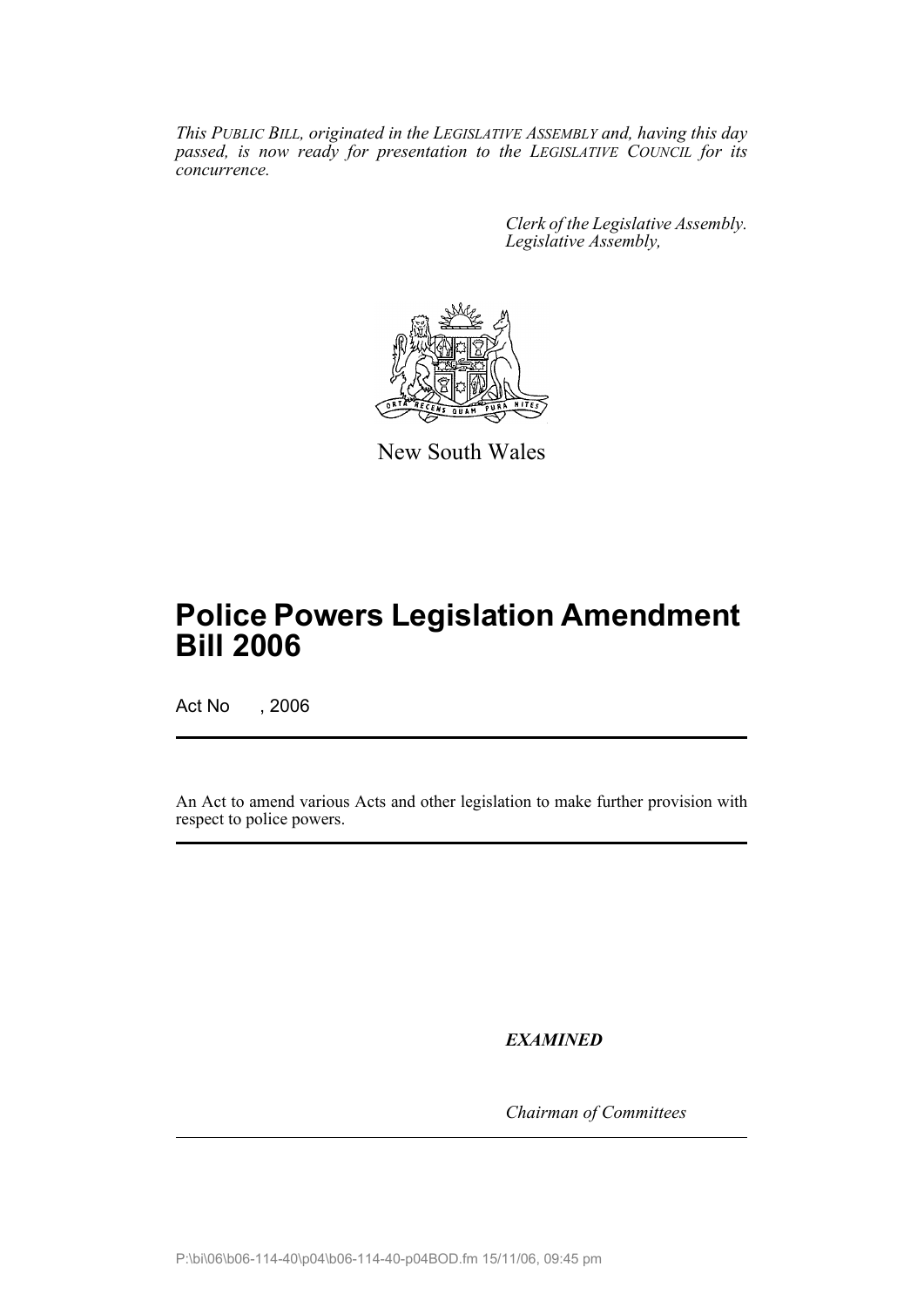*This PUBLIC BILL, originated in the LEGISLATIVE ASSEMBLY and, having this day passed, is now ready for presentation to the LEGISLATIVE COUNCIL for its concurrence.*

*Clerk of the Legislative Assembly.*
*Legislative Assembly,*

New South Wales

# Police Powers Legislation Amendment Bill 2006

Act No , 2006

An Act to amend various Acts and other legislation to make further provision with respect to police powers.

***EXAMINED***

*Chairman of Committees*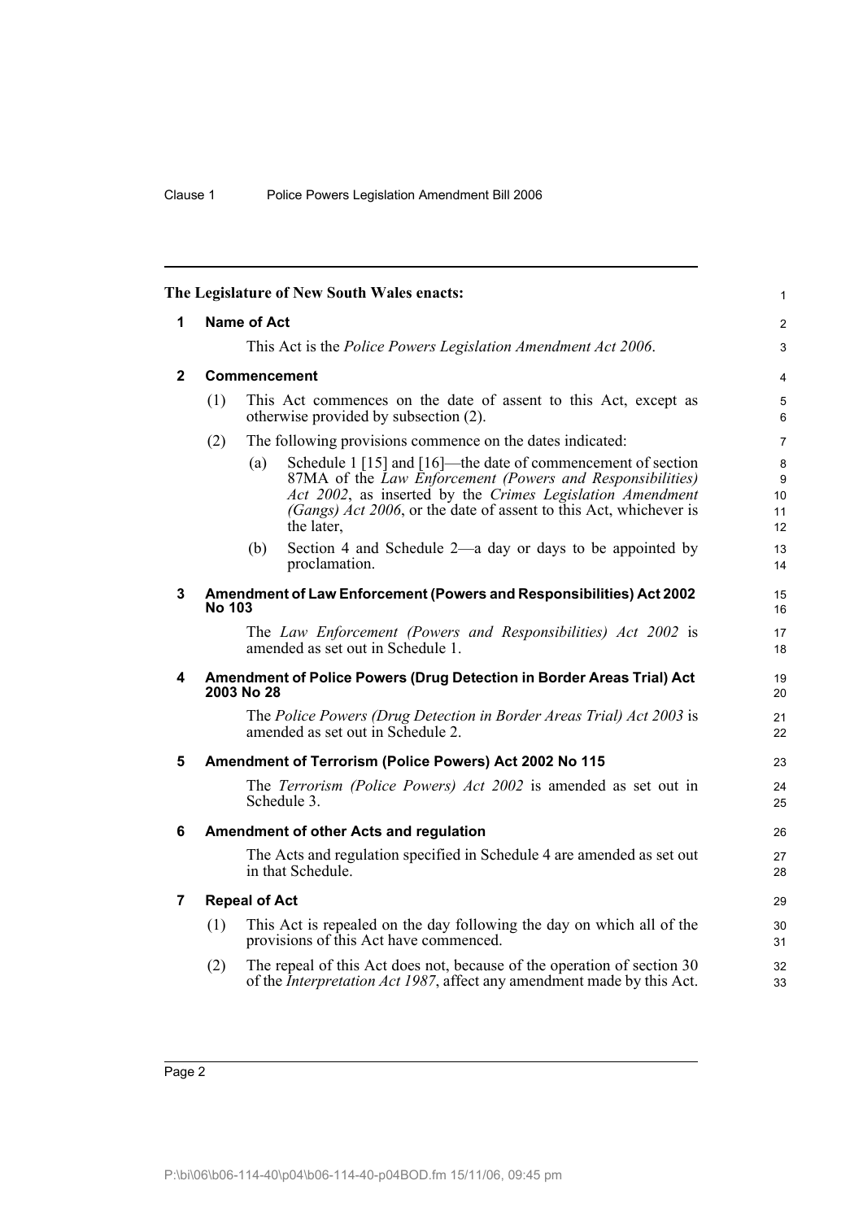The Legislature of New South Wales enacts:

**1 Name of Act**

This Act is the *Police Powers Legislation Amendment Act 2006*.

**2 Commencement**

(1) This Act commences on the date of assent to this Act, except as otherwise provided by subsection (2).

(2) The following provisions commence on the dates indicated:

(a) Schedule 1 [15] and [16]—the date of commencement of section 87MA of the *Law Enforcement (Powers and Responsibilities) Act 2002*, as inserted by the *Crimes Legislation Amendment (Gangs) Act 2006*, or the date of assent to this Act, whichever is the later,

(b) Section 4 and Schedule 2—a day or days to be appointed by proclamation.

**3 Amendment of Law Enforcement (Powers and Responsibilities) Act 2002 No 103**

The *Law Enforcement (Powers and Responsibilities) Act 2002* is amended as set out in Schedule 1.

**4 Amendment of Police Powers (Drug Detection in Border Areas Trial) Act 2003 No 28**

The *Police Powers (Drug Detection in Border Areas Trial) Act 2003* is amended as set out in Schedule 2.

**5 Amendment of Terrorism (Police Powers) Act 2002 No 115**

The *Terrorism (Police Powers) Act 2002* is amended as set out in Schedule 3.

**6 Amendment of other Acts and regulation**

The Acts and regulation specified in Schedule 4 are amended as set out in that Schedule.

**7 Repeal of Act**

(1) This Act is repealed on the day following the day on which all of the provisions of this Act have commenced.

(2) The repeal of this Act does not, because of the operation of section 30 of the *Interpretation Act 1987*, affect any amendment made by this Act.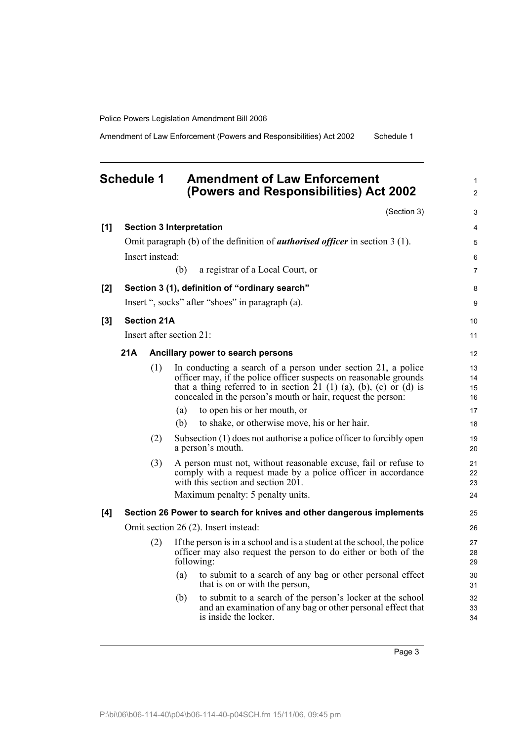# Schedule 1 Amendment of Law Enforcement (Powers and Responsibilities) Act 2002

(Section 3)

**[1] Section 3 Interpretation**

Omit paragraph (b) of the definition of ***authorised officer*** in section 3 (1).

Insert instead:

(b) a registrar of a Local Court, or

**[2] Section 3 (1), definition of "ordinary search"**

Insert ", socks" after "shoes" in paragraph (a).

**[3] Section 21A**

Insert after section 21:

**21A Ancillary power to search persons**

(1) In conducting a search of a person under section 21, a police officer may, if the police officer suspects on reasonable grounds that a thing referred to in section 21 (1) (a), (b), (c) or (d) is concealed in the person's mouth or hair, request the person:

(a) to open his or her mouth, or

(b) to shake, or otherwise move, his or her hair.

(2) Subsection (1) does not authorise a police officer to forcibly open a person's mouth.

(3) A person must not, without reasonable excuse, fail or refuse to comply with a request made by a police officer in accordance with this section and section 201.

Maximum penalty: 5 penalty units.

**[4] Section 26 Power to search for knives and other dangerous implements**

Omit section 26 (2). Insert instead:

(2) If the person is in a school and is a student at the school, the police officer may also request the person to do either or both of the following:

(a) to submit to a search of any bag or other personal effect that is on or with the person,

(b) to submit to a search of the person's locker at the school and an examination of any bag or other personal effect that is inside the locker.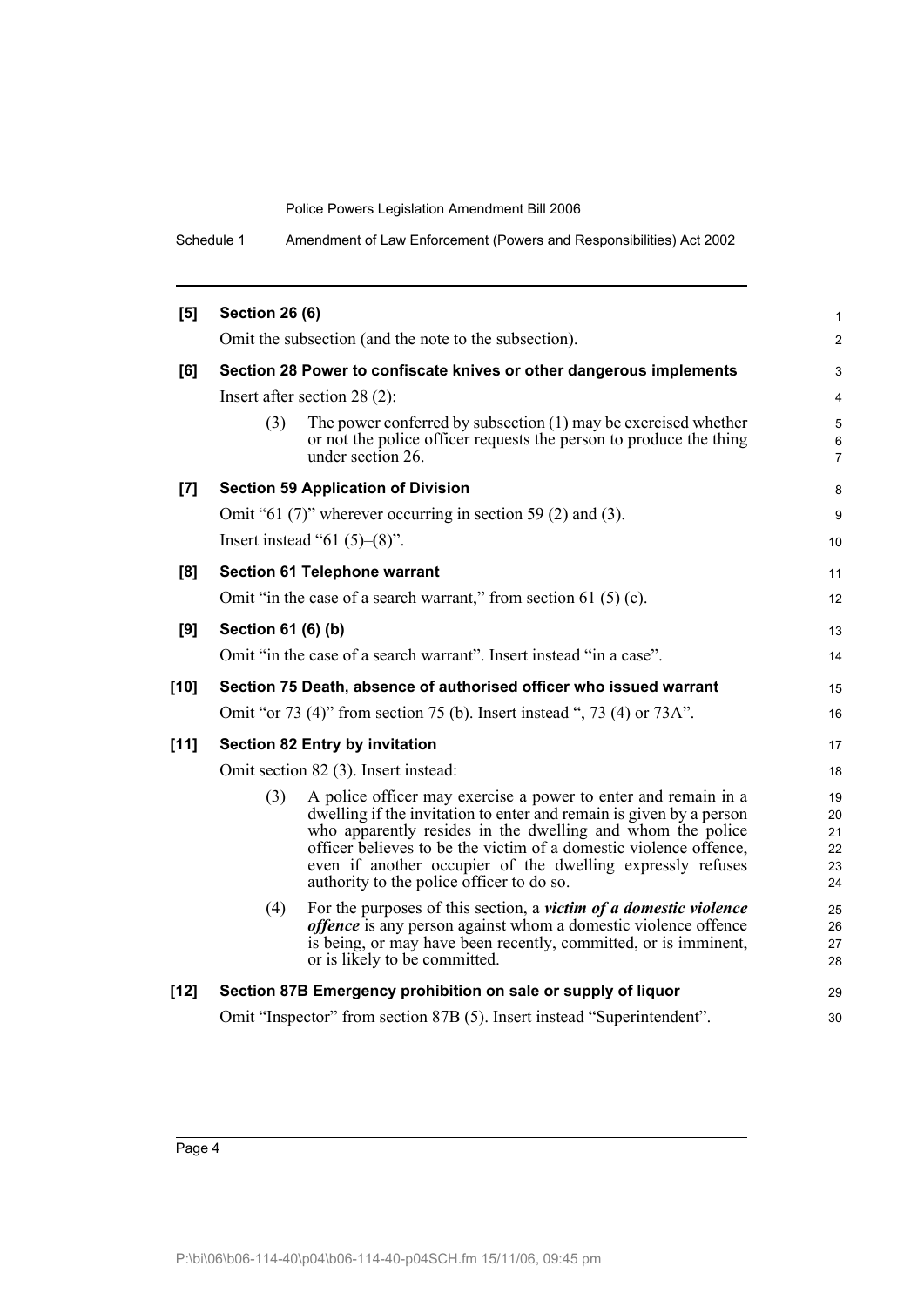**[5] Section 26 (6)**

Omit the subsection (and the note to the subsection).

**[6] Section 28 Power to confiscate knives or other dangerous implements**

Insert after section 28 (2):

(3) The power conferred by subsection (1) may be exercised whether or not the police officer requests the person to produce the thing under section 26.

**[7] Section 59 Application of Division**

Omit "61 (7)" wherever occurring in section 59 (2) and (3).

Insert instead "61 (5)–(8)".

**[8] Section 61 Telephone warrant**

Omit "in the case of a search warrant," from section 61 (5) (c).

**[9] Section 61 (6) (b)**

Omit "in the case of a search warrant". Insert instead "in a case".

**[10] Section 75 Death, absence of authorised officer who issued warrant**

Omit "or 73 (4)" from section 75 (b). Insert instead ", 73 (4) or 73A".

**[11] Section 82 Entry by invitation**

Omit section 82 (3). Insert instead:

(3) A police officer may exercise a power to enter and remain in a dwelling if the invitation to enter and remain is given by a person who apparently resides in the dwelling and whom the police officer believes to be the victim of a domestic violence offence, even if another occupier of the dwelling expressly refuses authority to the police officer to do so.

(4) For the purposes of this section, a ***victim of a domestic violence offence*** is any person against whom a domestic violence offence is being, or may have been recently, committed, or is imminent, or is likely to be committed.

**[12] Section 87B Emergency prohibition on sale or supply of liquor**

Omit "Inspector" from section 87B (5). Insert instead "Superintendent".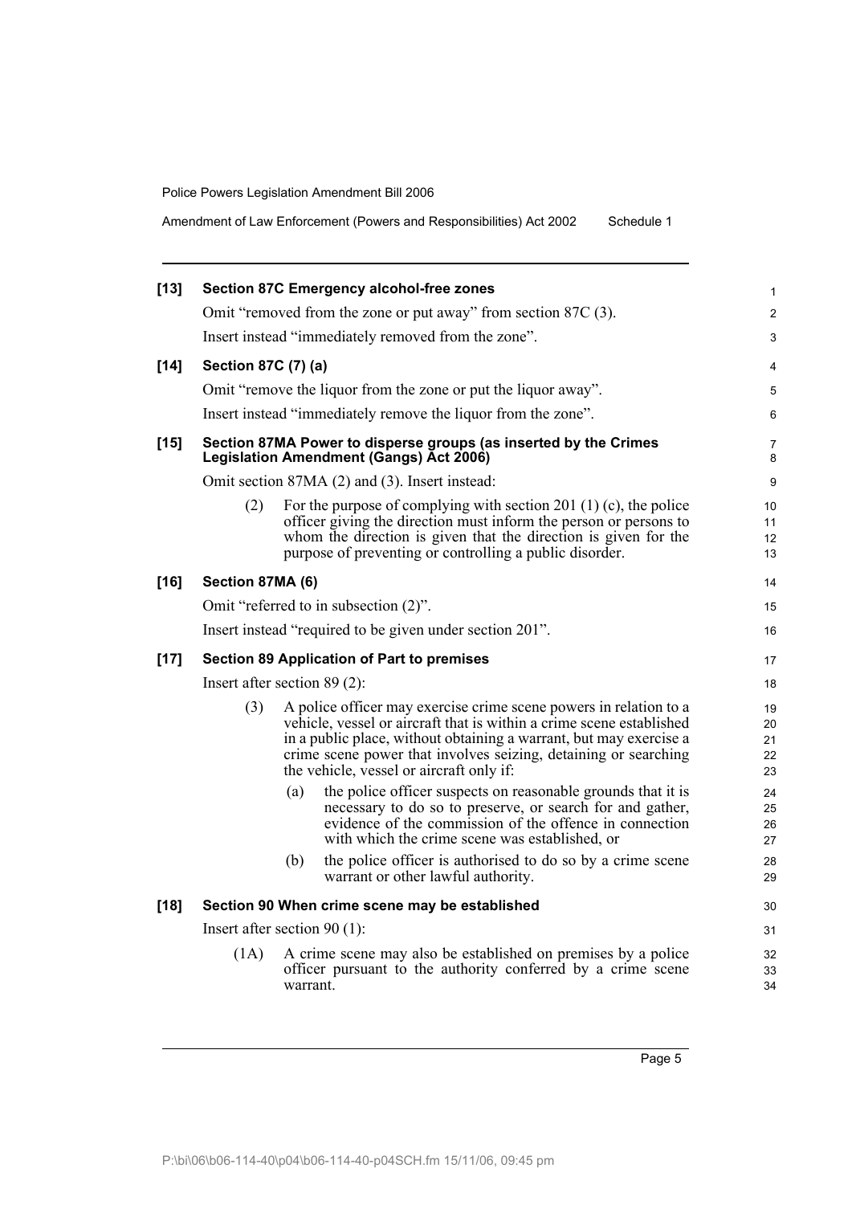**[13] Section 87C Emergency alcohol-free zones**

Omit "removed from the zone or put away" from section 87C (3).

Insert instead "immediately removed from the zone".

**[14] Section 87C (7) (a)**

Omit "remove the liquor from the zone or put the liquor away".

Insert instead "immediately remove the liquor from the zone".

**[15] Section 87MA Power to disperse groups (as inserted by the Crimes Legislation Amendment (Gangs) Act 2006)**

Omit section 87MA (2) and (3). Insert instead:

(2) For the purpose of complying with section 201 (1) (c), the police officer giving the direction must inform the person or persons to whom the direction is given that the direction is given for the purpose of preventing or controlling a public disorder.

**[16] Section 87MA (6)**

Omit "referred to in subsection (2)".

Insert instead "required to be given under section 201".

**[17] Section 89 Application of Part to premises**

Insert after section 89 (2):

(3) A police officer may exercise crime scene powers in relation to a vehicle, vessel or aircraft that is within a crime scene established in a public place, without obtaining a warrant, but may exercise a crime scene power that involves seizing, detaining or searching the vehicle, vessel or aircraft only if:

(a) the police officer suspects on reasonable grounds that it is necessary to do so to preserve, or search for and gather, evidence of the commission of the offence in connection with which the crime scene was established, or

(b) the police officer is authorised to do so by a crime scene warrant or other lawful authority.

**[18] Section 90 When crime scene may be established**

Insert after section 90 (1):

(1A) A crime scene may also be established on premises by a police officer pursuant to the authority conferred by a crime scene warrant.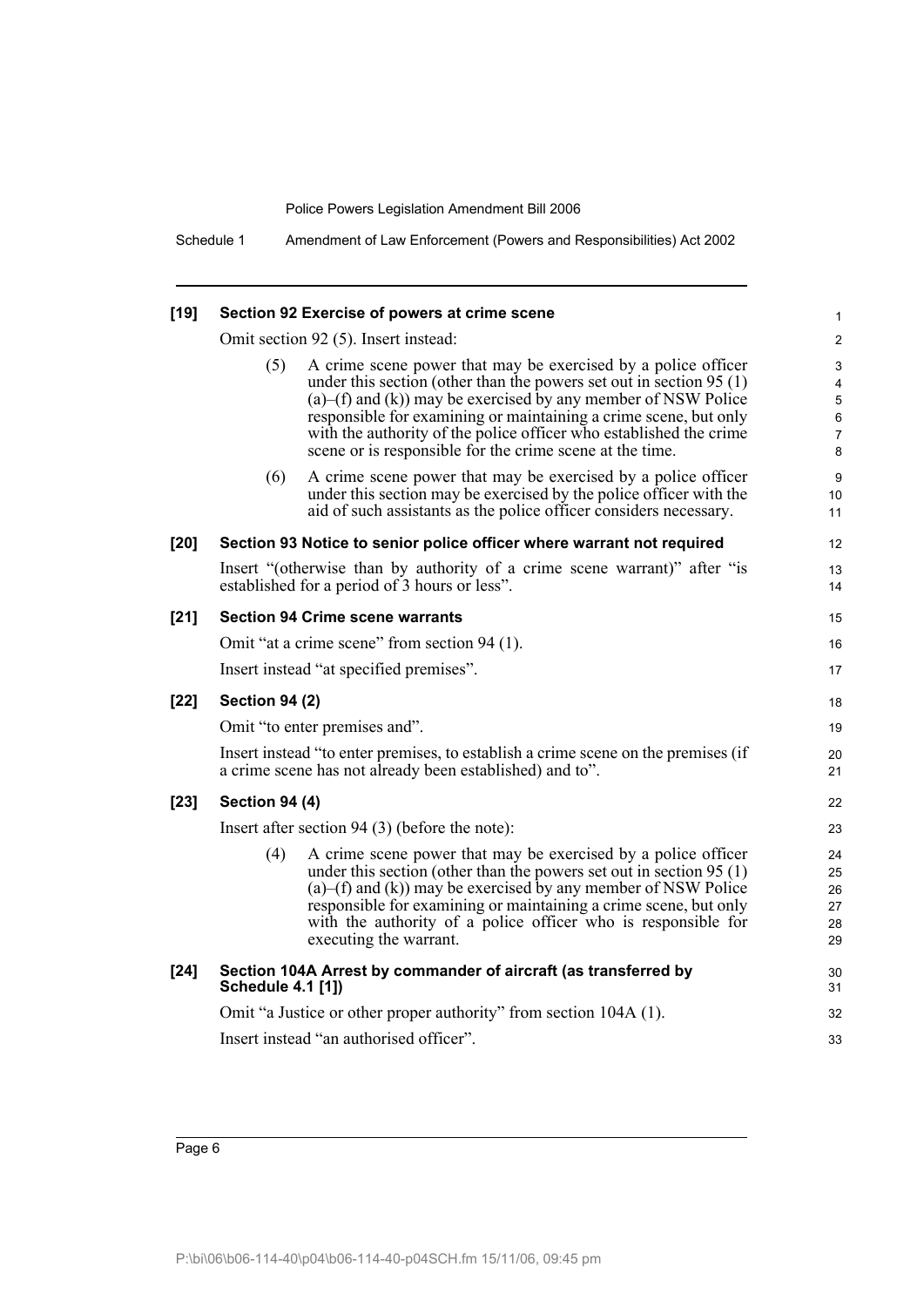**[19] Section 92 Exercise of powers at crime scene**

Omit section 92 (5). Insert instead:

(5) A crime scene power that may be exercised by a police officer under this section (other than the powers set out in section 95 (1) (a)–(f) and (k)) may be exercised by any member of NSW Police responsible for examining or maintaining a crime scene, but only with the authority of the police officer who established the crime scene or is responsible for the crime scene at the time.

(6) A crime scene power that may be exercised by a police officer under this section may be exercised by the police officer with the aid of such assistants as the police officer considers necessary.

**[20] Section 93 Notice to senior police officer where warrant not required**

Insert "(otherwise than by authority of a crime scene warrant)" after "is established for a period of 3 hours or less".

**[21] Section 94 Crime scene warrants**

Omit "at a crime scene" from section 94 (1).

Insert instead "at specified premises".

**[22] Section 94 (2)**

Omit "to enter premises and".

Insert instead "to enter premises, to establish a crime scene on the premises (if a crime scene has not already been established) and to".

**[23] Section 94 (4)**

Insert after section 94 (3) (before the note):

(4) A crime scene power that may be exercised by a police officer under this section (other than the powers set out in section 95 (1) (a)–(f) and (k)) may be exercised by any member of NSW Police responsible for examining or maintaining a crime scene, but only with the authority of a police officer who is responsible for executing the warrant.

**[24] Section 104A Arrest by commander of aircraft (as transferred by Schedule 4.1 [1])**

Omit "a Justice or other proper authority" from section 104A (1).

Insert instead "an authorised officer".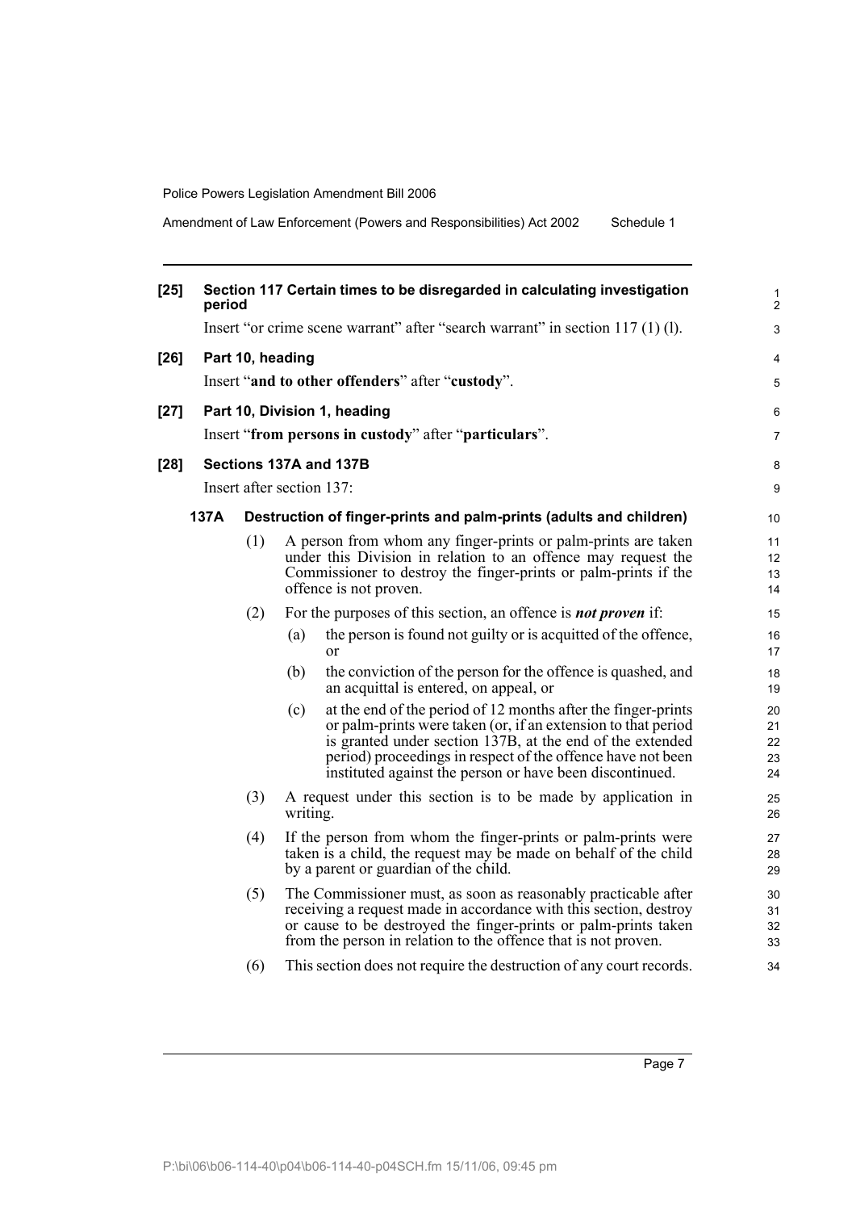**[25] Section 117 Certain times to be disregarded in calculating investigation period**

Insert "or crime scene warrant" after "search warrant" in section 117 (1) (l).

**[26] Part 10, heading**

Insert "**and to other offenders**" after "**custody**".

**[27] Part 10, Division 1, heading**

Insert "**from persons in custody**" after "**particulars**".

**[28] Sections 137A and 137B**

Insert after section 137:

**137A Destruction of finger-prints and palm-prints (adults and children)**

(1) A person from whom any finger-prints or palm-prints are taken under this Division in relation to an offence may request the Commissioner to destroy the finger-prints or palm-prints if the offence is not proven.

(2) For the purposes of this section, an offence is ***not proven*** if:

(a) the person is found not guilty or is acquitted of the offence, or

(b) the conviction of the person for the offence is quashed, and an acquittal is entered, on appeal, or

(c) at the end of the period of 12 months after the finger-prints or palm-prints were taken (or, if an extension to that period is granted under section 137B, at the end of the extended period) proceedings in respect of the offence have not been instituted against the person or have been discontinued.

(3) A request under this section is to be made by application in writing.

(4) If the person from whom the finger-prints or palm-prints were taken is a child, the request may be made on behalf of the child by a parent or guardian of the child.

(5) The Commissioner must, as soon as reasonably practicable after receiving a request made in accordance with this section, destroy or cause to be destroyed the finger-prints or palm-prints taken from the person in relation to the offence that is not proven.

(6) This section does not require the destruction of any court records.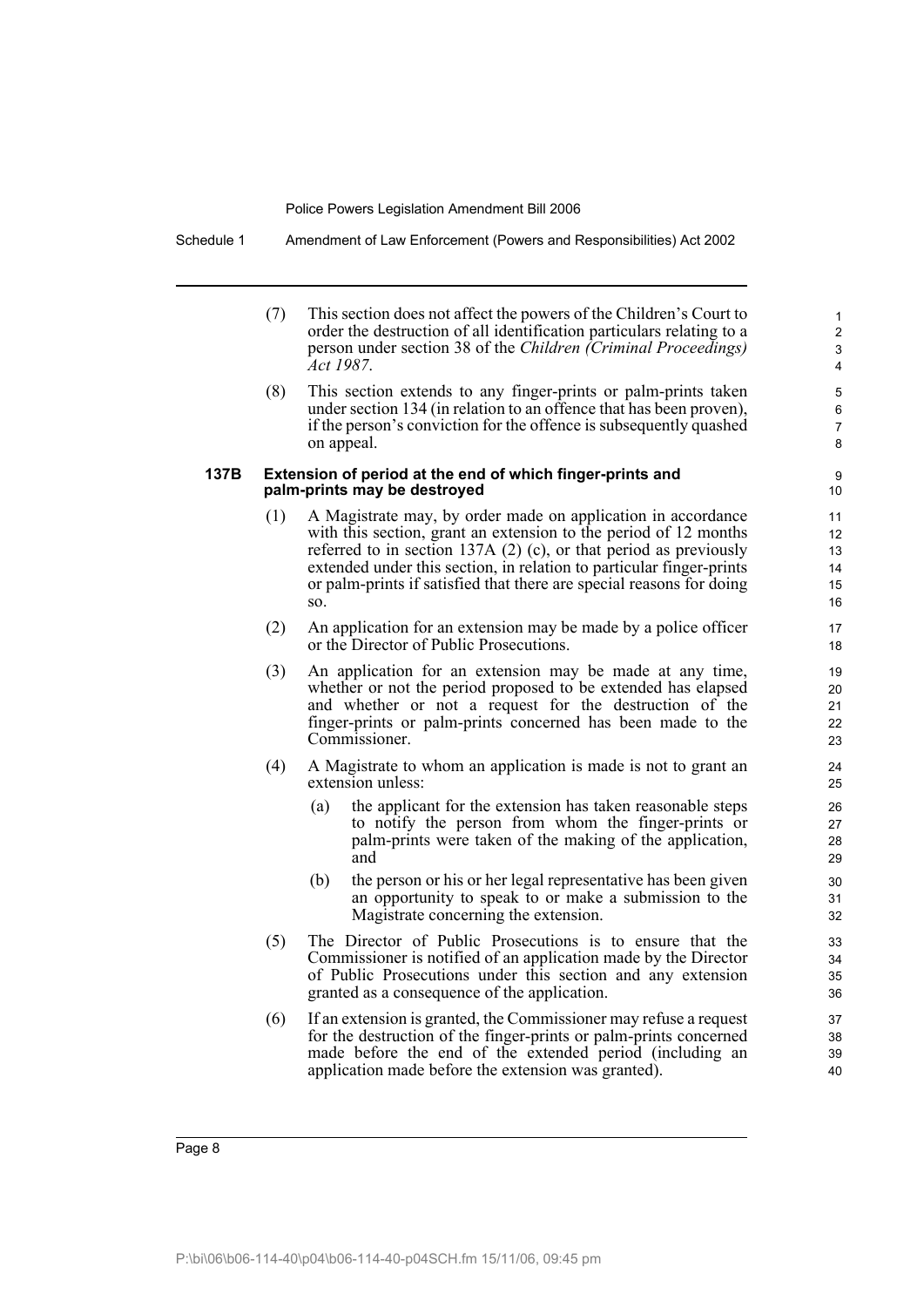(7) This section does not affect the powers of the Children's Court to order the destruction of all identification particulars relating to a person under section 38 of the *Children (Criminal Proceedings) Act 1987*.

(8) This section extends to any finger-prints or palm-prints taken under section 134 (in relation to an offence that has been proven), if the person's conviction for the offence is subsequently quashed on appeal.

### 137B Extension of period at the end of which finger-prints and palm-prints may be destroyed

(1) A Magistrate may, by order made on application in accordance with this section, grant an extension to the period of 12 months referred to in section 137A (2) (c), or that period as previously extended under this section, in relation to particular finger-prints or palm-prints if satisfied that there are special reasons for doing so.

(2) An application for an extension may be made by a police officer or the Director of Public Prosecutions.

(3) An application for an extension may be made at any time, whether or not the period proposed to be extended has elapsed and whether or not a request for the destruction of the finger-prints or palm-prints concerned has been made to the Commissioner.

(4) A Magistrate to whom an application is made is not to grant an extension unless:

- (a) the applicant for the extension has taken reasonable steps to notify the person from whom the finger-prints or palm-prints were taken of the making of the application, and
- (b) the person or his or her legal representative has been given an opportunity to speak to or make a submission to the Magistrate concerning the extension.

(5) The Director of Public Prosecutions is to ensure that the Commissioner is notified of an application made by the Director of Public Prosecutions under this section and any extension granted as a consequence of the application.

(6) If an extension is granted, the Commissioner may refuse a request for the destruction of the finger-prints or palm-prints concerned made before the end of the extended period (including an application made before the extension was granted).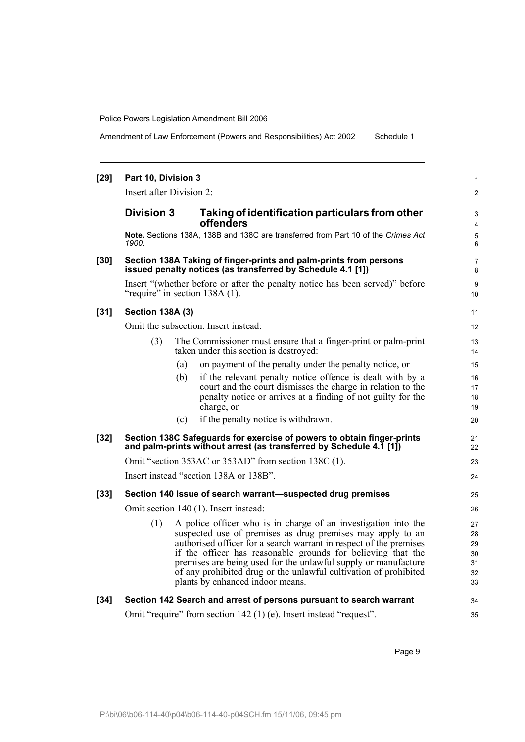**[29] Part 10, Division 3**

Insert after Division 2:

## Division 3 Taking of identification particulars from other offenders

**Note.** Sections 138A, 138B and 138C are transferred from Part 10 of the *Crimes Act 1900*.

**[30] Section 138A Taking of finger-prints and palm-prints from persons issued penalty notices (as transferred by Schedule 4.1 [1])**

Insert "(whether before or after the penalty notice has been served)" before "require" in section 138A (1).

**[31] Section 138A (3)**

Omit the subsection. Insert instead:

(3) The Commissioner must ensure that a finger-print or palm-print taken under this section is destroyed:

(a) on payment of the penalty under the penalty notice, or

(b) if the relevant penalty notice offence is dealt with by a court and the court dismisses the charge in relation to the penalty notice or arrives at a finding of not guilty for the charge, or

(c) if the penalty notice is withdrawn.

**[32] Section 138C Safeguards for exercise of powers to obtain finger-prints and palm-prints without arrest (as transferred by Schedule 4.1 [1])**

Omit "section 353AC or 353AD" from section 138C (1).

Insert instead "section 138A or 138B".

**[33] Section 140 Issue of search warrant—suspected drug premises**

Omit section 140 (1). Insert instead:

(1) A police officer who is in charge of an investigation into the suspected use of premises as drug premises may apply to an authorised officer for a search warrant in respect of the premises if the officer has reasonable grounds for believing that the premises are being used for the unlawful supply or manufacture of any prohibited drug or the unlawful cultivation of prohibited plants by enhanced indoor means.

**[34] Section 142 Search and arrest of persons pursuant to search warrant**

Omit "require" from section 142 (1) (e). Insert instead "request".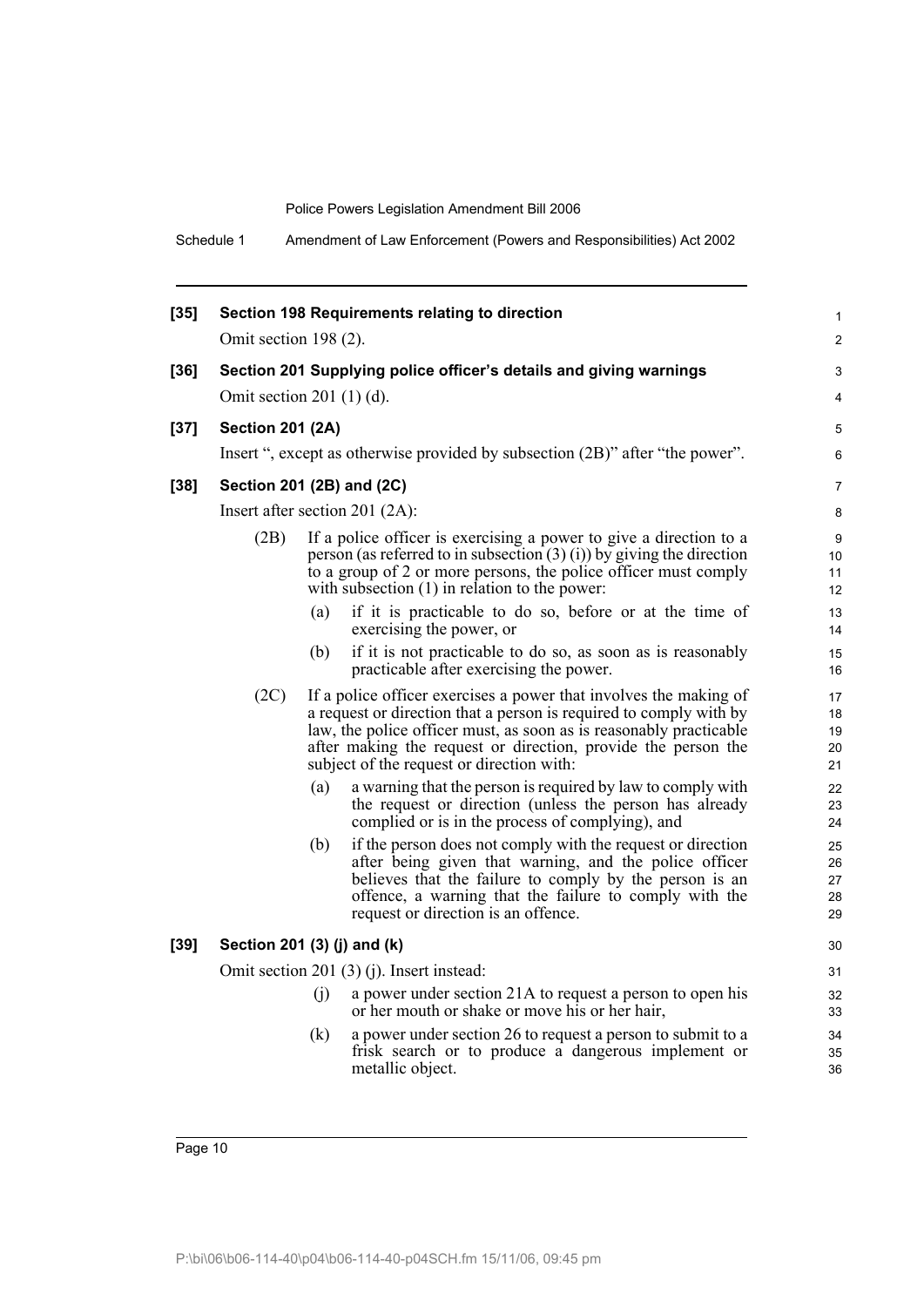**[35] Section 198 Requirements relating to direction**

Omit section 198 (2).

**[36] Section 201 Supplying police officer's details and giving warnings**

Omit section 201 (1) (d).

**[37] Section 201 (2A)**

Insert ", except as otherwise provided by subsection (2B)" after "the power".

**[38] Section 201 (2B) and (2C)**

Insert after section 201 (2A):

(2B) If a police officer is exercising a power to give a direction to a person (as referred to in subsection (3) (i)) by giving the direction to a group of 2 or more persons, the police officer must comply with subsection (1) in relation to the power:

(a) if it is practicable to do so, before or at the time of exercising the power, or

(b) if it is not practicable to do so, as soon as is reasonably practicable after exercising the power.

(2C) If a police officer exercises a power that involves the making of a request or direction that a person is required to comply with by law, the police officer must, as soon as is reasonably practicable after making the request or direction, provide the person the subject of the request or direction with:

(a) a warning that the person is required by law to comply with the request or direction (unless the person has already complied or is in the process of complying), and

(b) if the person does not comply with the request or direction after being given that warning, and the police officer believes that the failure to comply by the person is an offence, a warning that the failure to comply with the request or direction is an offence.

**[39] Section 201 (3) (j) and (k)**

Omit section 201 (3) (j). Insert instead:

(j) a power under section 21A to request a person to open his or her mouth or shake or move his or her hair,

(k) a power under section 26 to request a person to submit to a frisk search or to produce a dangerous implement or metallic object.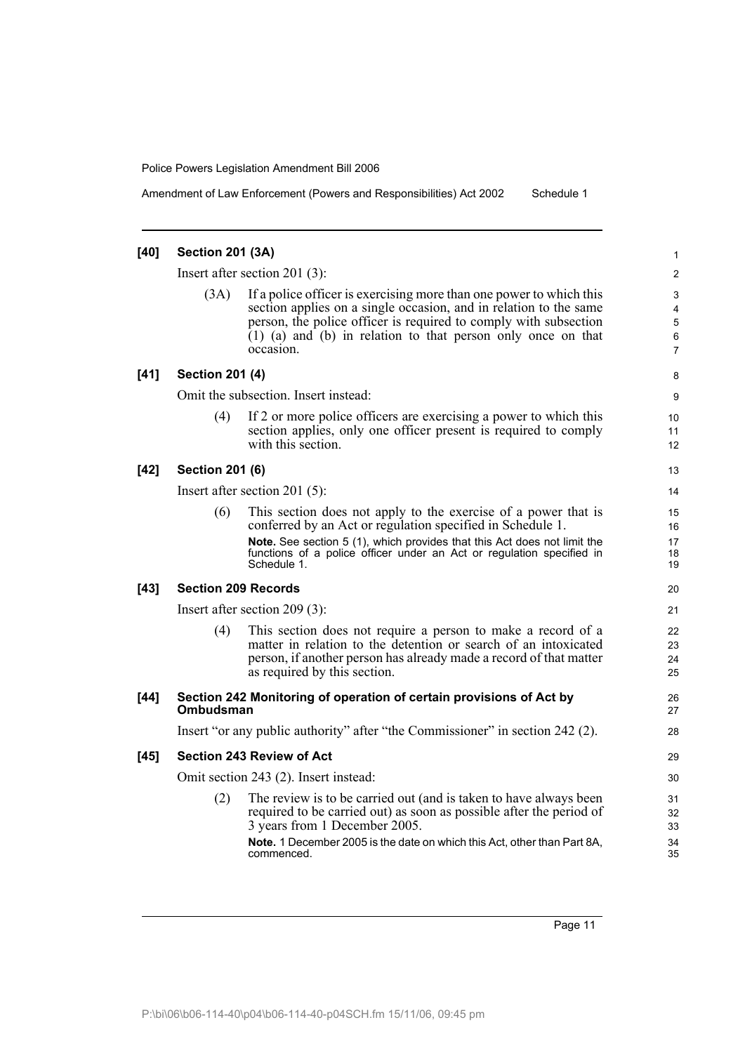**[40] Section 201 (3A)**

Insert after section 201 (3):

(3A) If a police officer is exercising more than one power to which this section applies on a single occasion, and in relation to the same person, the police officer is required to comply with subsection (1) (a) and (b) in relation to that person only once on that occasion.

**[41] Section 201 (4)**

Omit the subsection. Insert instead:

(4) If 2 or more police officers are exercising a power to which this section applies, only one officer present is required to comply with this section.

**[42] Section 201 (6)**

Insert after section 201 (5):

(6) This section does not apply to the exercise of a power that is conferred by an Act or regulation specified in Schedule 1.

**Note.** See section 5 (1), which provides that this Act does not limit the functions of a police officer under an Act or regulation specified in Schedule 1.

**[43] Section 209 Records**

Insert after section 209 (3):

(4) This section does not require a person to make a record of a matter in relation to the detention or search of an intoxicated person, if another person has already made a record of that matter as required by this section.

**[44] Section 242 Monitoring of operation of certain provisions of Act by Ombudsman**

Insert "or any public authority" after "the Commissioner" in section 242 (2).

**[45] Section 243 Review of Act**

Omit section 243 (2). Insert instead:

(2) The review is to be carried out (and is taken to have always been required to be carried out) as soon as possible after the period of 3 years from 1 December 2005.

**Note.** 1 December 2005 is the date on which this Act, other than Part 8A, commenced.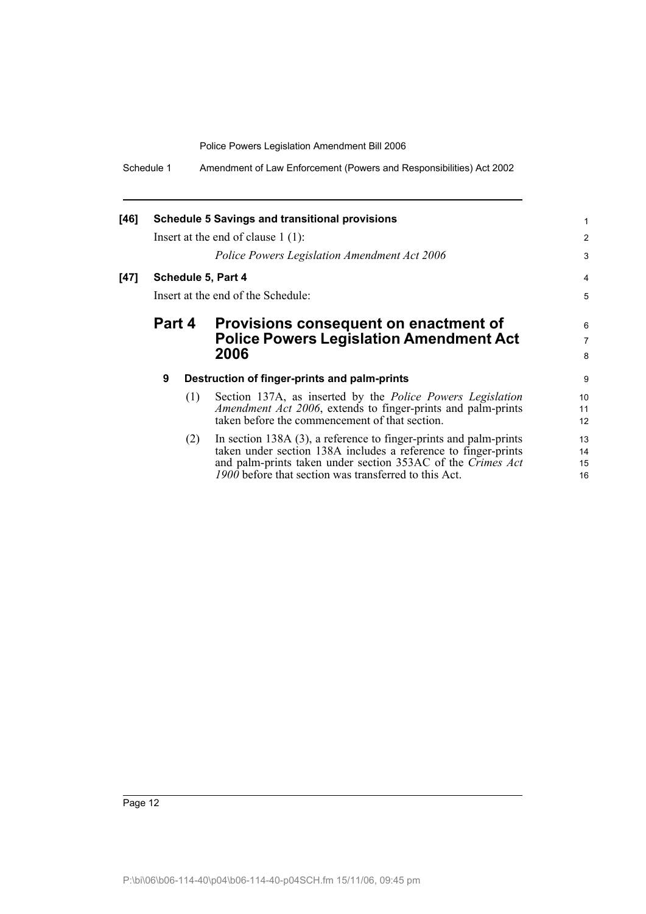**[46] Schedule 5 Savings and transitional provisions**

Insert at the end of clause 1 (1):

*Police Powers Legislation Amendment Act 2006*

**[47] Schedule 5, Part 4**

Insert at the end of the Schedule:

## Part 4 Provisions consequent on enactment of Police Powers Legislation Amendment Act 2006

### 9 Destruction of finger-prints and palm-prints

(1) Section 137A, as inserted by the *Police Powers Legislation Amendment Act 2006*, extends to finger-prints and palm-prints taken before the commencement of that section.

(2) In section 138A (3), a reference to finger-prints and palm-prints taken under section 138A includes a reference to finger-prints and palm-prints taken under section 353AC of the *Crimes Act 1900* before that section was transferred to this Act.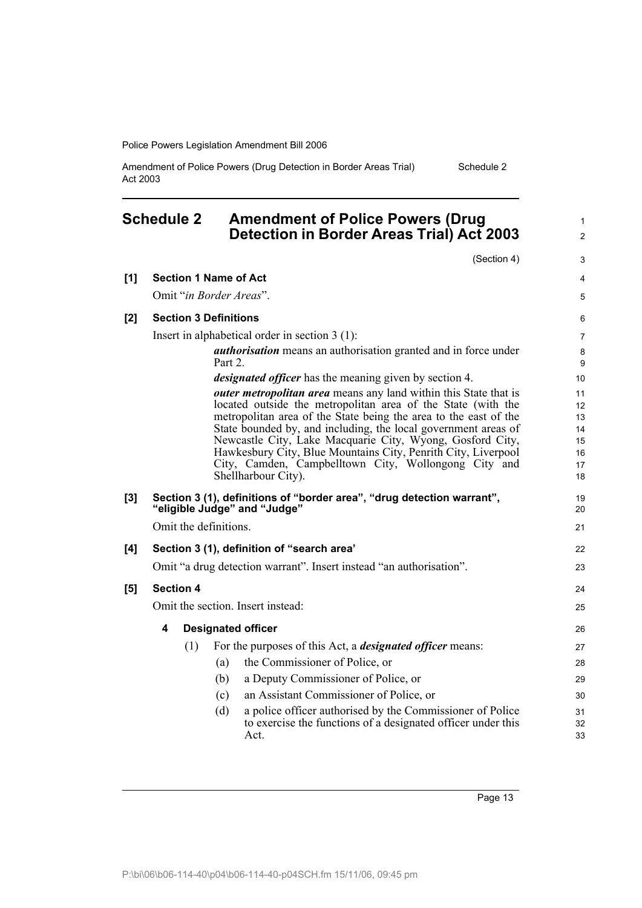## Schedule 2 Amendment of Police Powers (Drug Detection in Border Areas Trial) Act 2003

(Section 4)

**[1] Section 1 Name of Act**

Omit "*in Border Areas*".

**[2] Section 3 Definitions**

Insert in alphabetical order in section 3 (1):

> ***authorisation*** means an authorisation granted and in force under Part 2.
>
> ***designated officer*** has the meaning given by section 4.
>
> ***outer metropolitan area*** means any land within this State that is located outside the metropolitan area of the State (with the metropolitan area of the State being the area to the east of the State bounded by, and including, the local government areas of Newcastle City, Lake Macquarie City, Wyong, Gosford City, Hawkesbury City, Blue Mountains City, Penrith City, Liverpool City, Camden, Campbelltown City, Wollongong City and Shellharbour City).

**[3] Section 3 (1), definitions of "border area", "drug detection warrant", "eligible Judge" and "Judge"**

Omit the definitions.

**[4] Section 3 (1), definition of "search area'**

Omit "a drug detection warrant". Insert instead "an authorisation".

**[5] Section 4**

Omit the section. Insert instead:

> **4 Designated officer**
>
> (1) For the purposes of this Act, a ***designated officer*** means:
>
> (a) the Commissioner of Police, or
>
> (b) a Deputy Commissioner of Police, or
>
> (c) an Assistant Commissioner of Police, or
>
> (d) a police officer authorised by the Commissioner of Police to exercise the functions of a designated officer under this Act.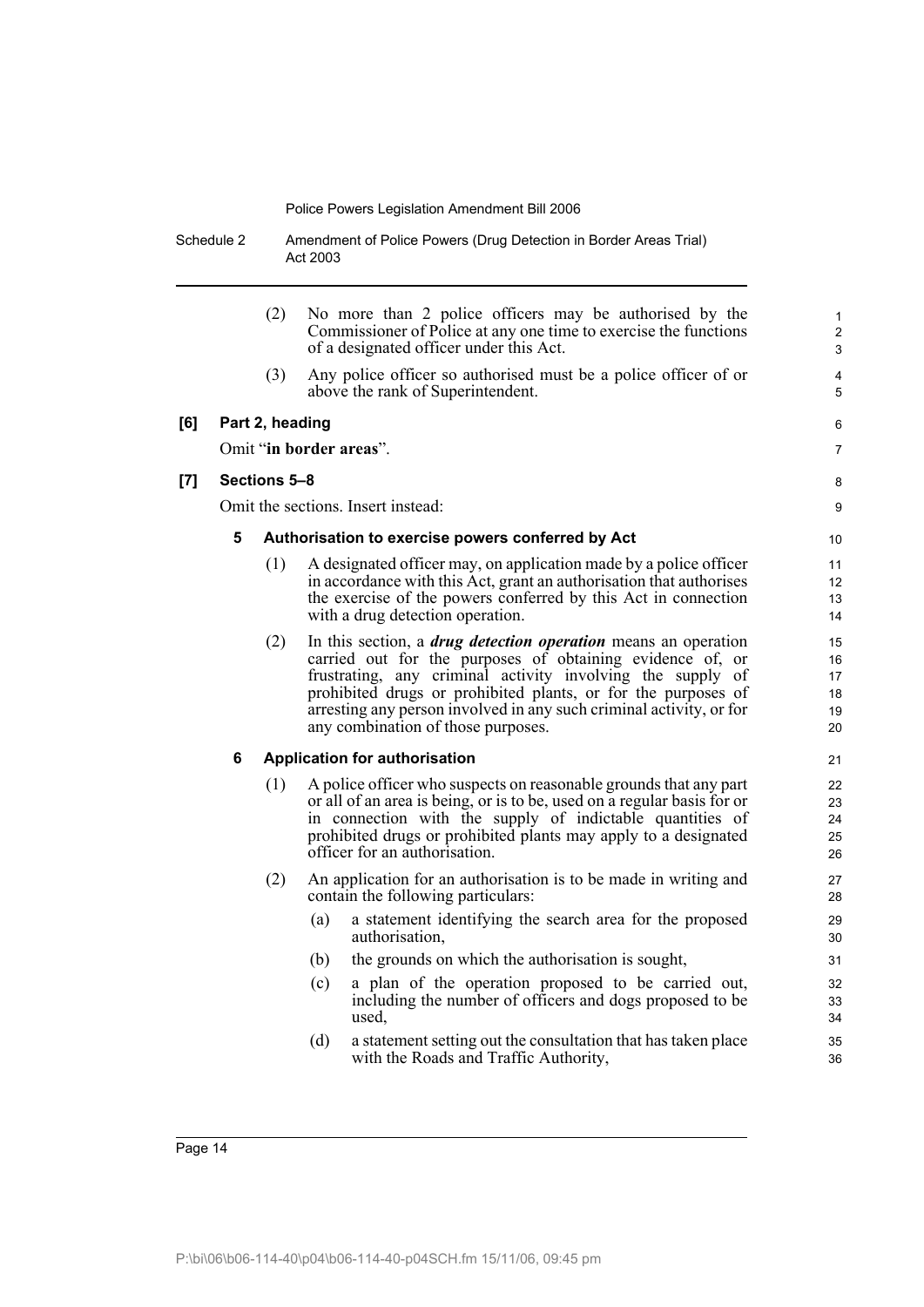(2) No more than 2 police officers may be authorised by the Commissioner of Police at any one time to exercise the functions of a designated officer under this Act.

(3) Any police officer so authorised must be a police officer of or above the rank of Superintendent.

**[6] Part 2, heading**

Omit "**in border areas**".

**[7] Sections 5–8**

Omit the sections. Insert instead:

**5 Authorisation to exercise powers conferred by Act**

(1) A designated officer may, on application made by a police officer in accordance with this Act, grant an authorisation that authorises the exercise of the powers conferred by this Act in connection with a drug detection operation.

(2) In this section, a ***drug detection operation*** means an operation carried out for the purposes of obtaining evidence of, or frustrating, any criminal activity involving the supply of prohibited drugs or prohibited plants, or for the purposes of arresting any person involved in any such criminal activity, or for any combination of those purposes.

**6 Application for authorisation**

(1) A police officer who suspects on reasonable grounds that any part or all of an area is being, or is to be, used on a regular basis for or in connection with the supply of indictable quantities of prohibited drugs or prohibited plants may apply to a designated officer for an authorisation.

(2) An application for an authorisation is to be made in writing and contain the following particulars:

(a) a statement identifying the search area for the proposed authorisation,

(b) the grounds on which the authorisation is sought,

(c) a plan of the operation proposed to be carried out, including the number of officers and dogs proposed to be used,

(d) a statement setting out the consultation that has taken place with the Roads and Traffic Authority,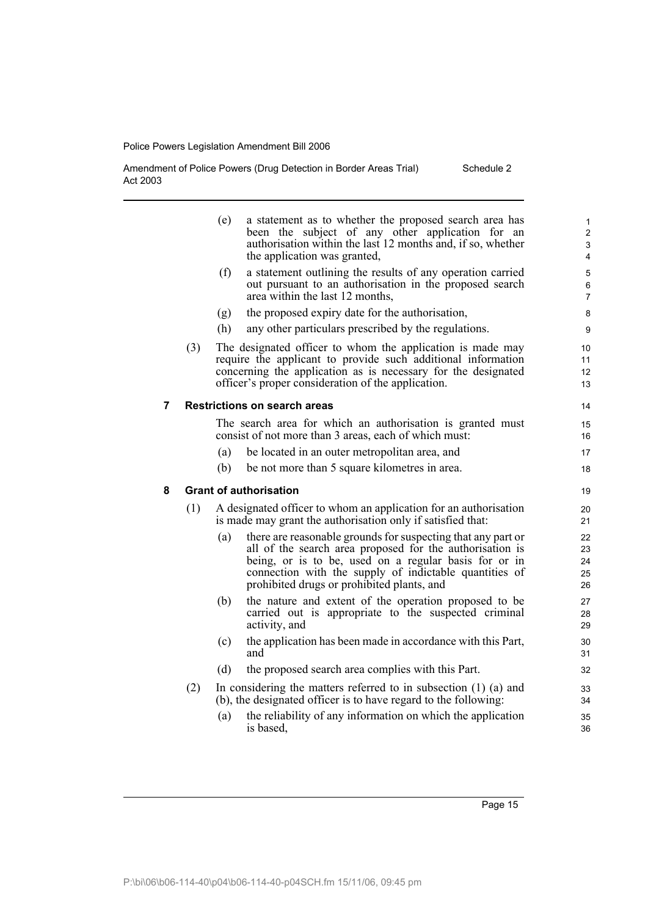(e) a statement as to whether the proposed search area has been the subject of any other application for an authorisation within the last 12 months and, if so, whether the application was granted,

(f) a statement outlining the results of any operation carried out pursuant to an authorisation in the proposed search area within the last 12 months,

(g) the proposed expiry date for the authorisation,

(h) any other particulars prescribed by the regulations.

(3) The designated officer to whom the application is made may require the applicant to provide such additional information concerning the application as is necessary for the designated officer's proper consideration of the application.

**7 Restrictions on search areas**

The search area for which an authorisation is granted must consist of not more than 3 areas, each of which must:

(a) be located in an outer metropolitan area, and

(b) be not more than 5 square kilometres in area.

**8 Grant of authorisation**

(1) A designated officer to whom an application for an authorisation is made may grant the authorisation only if satisfied that:

(a) there are reasonable grounds for suspecting that any part or all of the search area proposed for the authorisation is being, or is to be, used on a regular basis for or in connection with the supply of indictable quantities of prohibited drugs or prohibited plants, and

(b) the nature and extent of the operation proposed to be carried out is appropriate to the suspected criminal activity, and

(c) the application has been made in accordance with this Part, and

(d) the proposed search area complies with this Part.

(2) In considering the matters referred to in subsection (1) (a) and (b), the designated officer is to have regard to the following:

(a) the reliability of any information on which the application is based,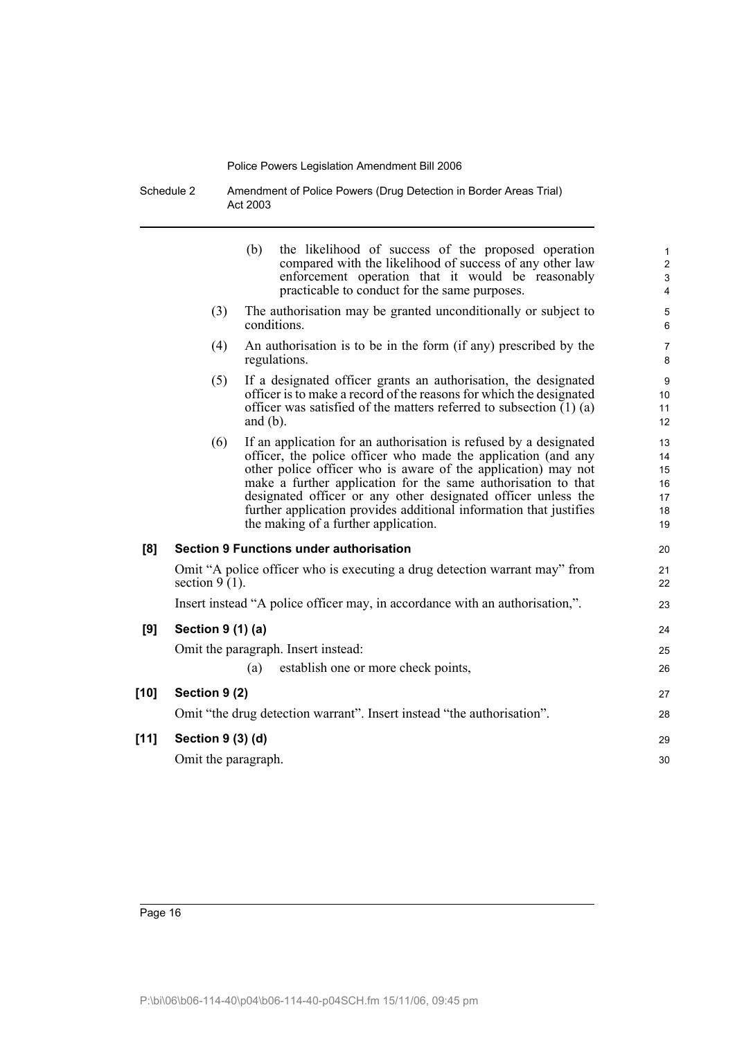(b) the likelihood of success of the proposed operation compared with the likelihood of success of any other law enforcement operation that it would be reasonably practicable to conduct for the same purposes.

(3) The authorisation may be granted unconditionally or subject to conditions.

(4) An authorisation is to be in the form (if any) prescribed by the regulations.

(5) If a designated officer grants an authorisation, the designated officer is to make a record of the reasons for which the designated officer was satisfied of the matters referred to subsection (1) (a) and (b).

(6) If an application for an authorisation is refused by a designated officer, the police officer who made the application (and any other police officer who is aware of the application) may not make a further application for the same authorisation to that designated officer or any other designated officer unless the further application provides additional information that justifies the making of a further application.

**[8] Section 9 Functions under authorisation**

Omit "A police officer who is executing a drug detection warrant may" from section 9 (1).

Insert instead "A police officer may, in accordance with an authorisation,".

**[9] Section 9 (1) (a)**

Omit the paragraph. Insert instead:

(a) establish one or more check points,

**[10] Section 9 (2)**

Omit "the drug detection warrant". Insert instead "the authorisation".

**[11] Section 9 (3) (d)**

Omit the paragraph.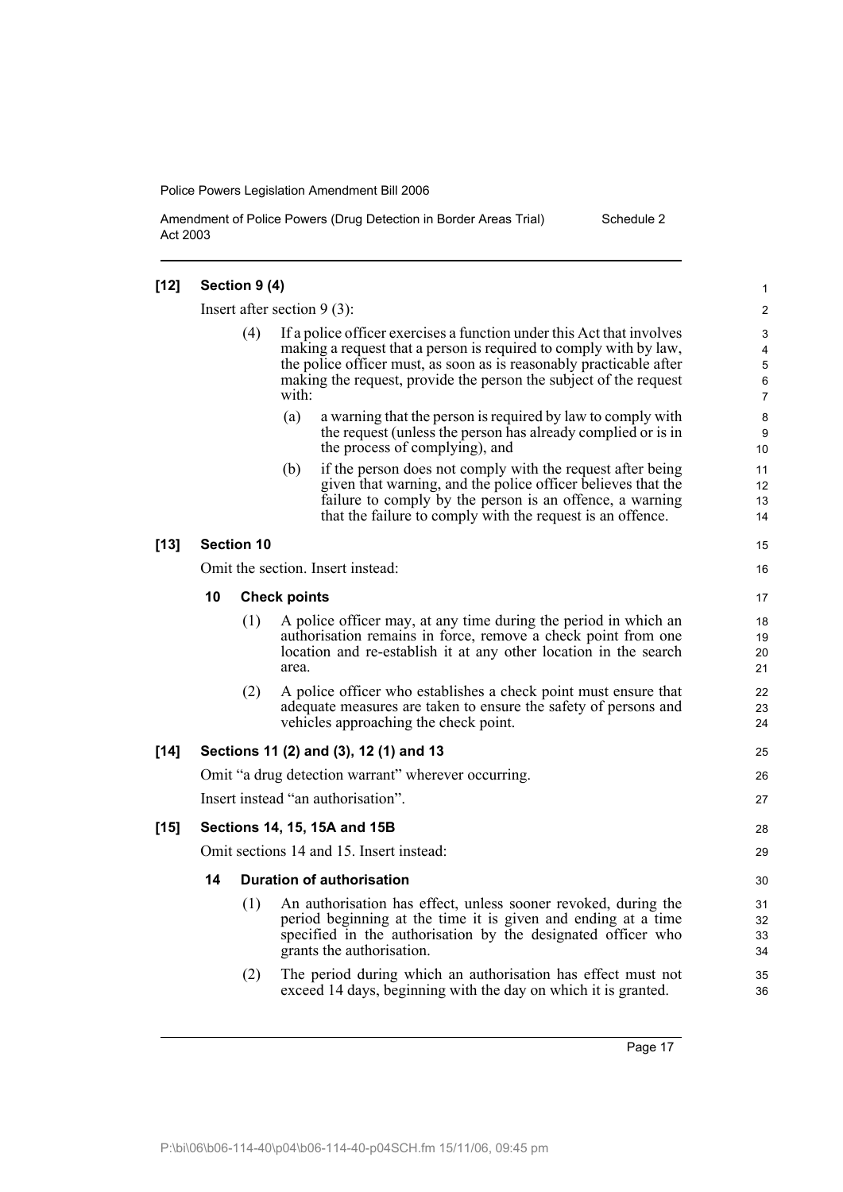**[12] Section 9 (4)**

Insert after section 9 (3):

(4) If a police officer exercises a function under this Act that involves making a request that a person is required to comply with by law, the police officer must, as soon as is reasonably practicable after making the request, provide the person the subject of the request with:

(a) a warning that the person is required by law to comply with the request (unless the person has already complied or is in the process of complying), and

(b) if the person does not comply with the request after being given that warning, and the police officer believes that the failure to comply by the person is an offence, a warning that the failure to comply with the request is an offence.

**[13] Section 10**

Omit the section. Insert instead:

**10 Check points**

(1) A police officer may, at any time during the period in which an authorisation remains in force, remove a check point from one location and re-establish it at any other location in the search area.

(2) A police officer who establishes a check point must ensure that adequate measures are taken to ensure the safety of persons and vehicles approaching the check point.

**[14] Sections 11 (2) and (3), 12 (1) and 13**

Omit "a drug detection warrant" wherever occurring.

Insert instead "an authorisation".

**[15] Sections 14, 15, 15A and 15B**

Omit sections 14 and 15. Insert instead:

**14 Duration of authorisation**

(1) An authorisation has effect, unless sooner revoked, during the period beginning at the time it is given and ending at a time specified in the authorisation by the designated officer who grants the authorisation.

(2) The period during which an authorisation has effect must not exceed 14 days, beginning with the day on which it is granted.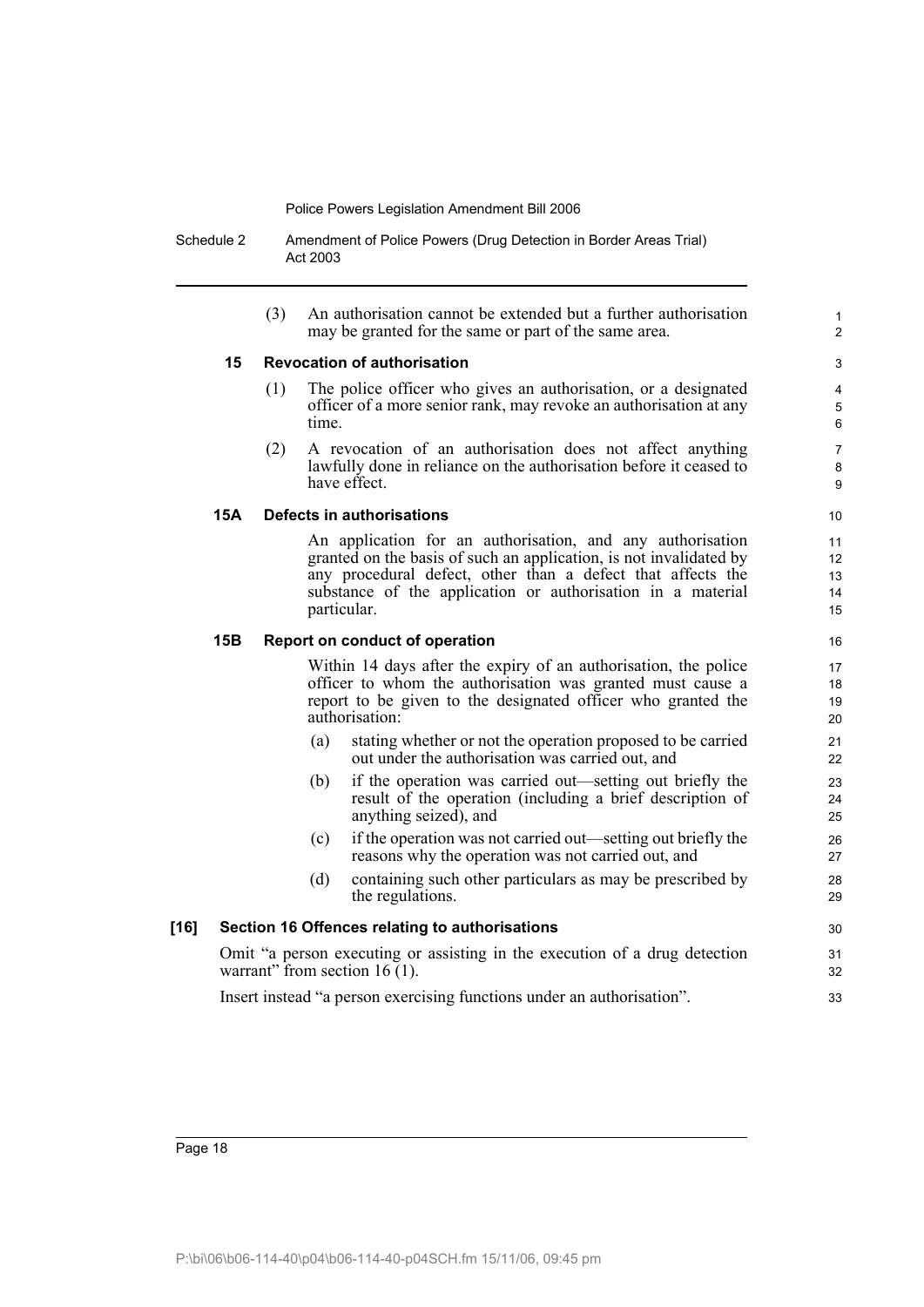(3) An authorisation cannot be extended but a further authorisation may be granted for the same or part of the same area.

**15 Revocation of authorisation**

(1) The police officer who gives an authorisation, or a designated officer of a more senior rank, may revoke an authorisation at any time.

(2) A revocation of an authorisation does not affect anything lawfully done in reliance on the authorisation before it ceased to have effect.

**15A Defects in authorisations**

An application for an authorisation, and any authorisation granted on the basis of such an application, is not invalidated by any procedural defect, other than a defect that affects the substance of the application or authorisation in a material particular.

**15B Report on conduct of operation**

Within 14 days after the expiry of an authorisation, the police officer to whom the authorisation was granted must cause a report to be given to the designated officer who granted the authorisation:

(a) stating whether or not the operation proposed to be carried out under the authorisation was carried out, and

(b) if the operation was carried out—setting out briefly the result of the operation (including a brief description of anything seized), and

(c) if the operation was not carried out—setting out briefly the reasons why the operation was not carried out, and

(d) containing such other particulars as may be prescribed by the regulations.

**[16] Section 16 Offences relating to authorisations**

Omit "a person executing or assisting in the execution of a drug detection warrant" from section 16 (1).

Insert instead "a person exercising functions under an authorisation".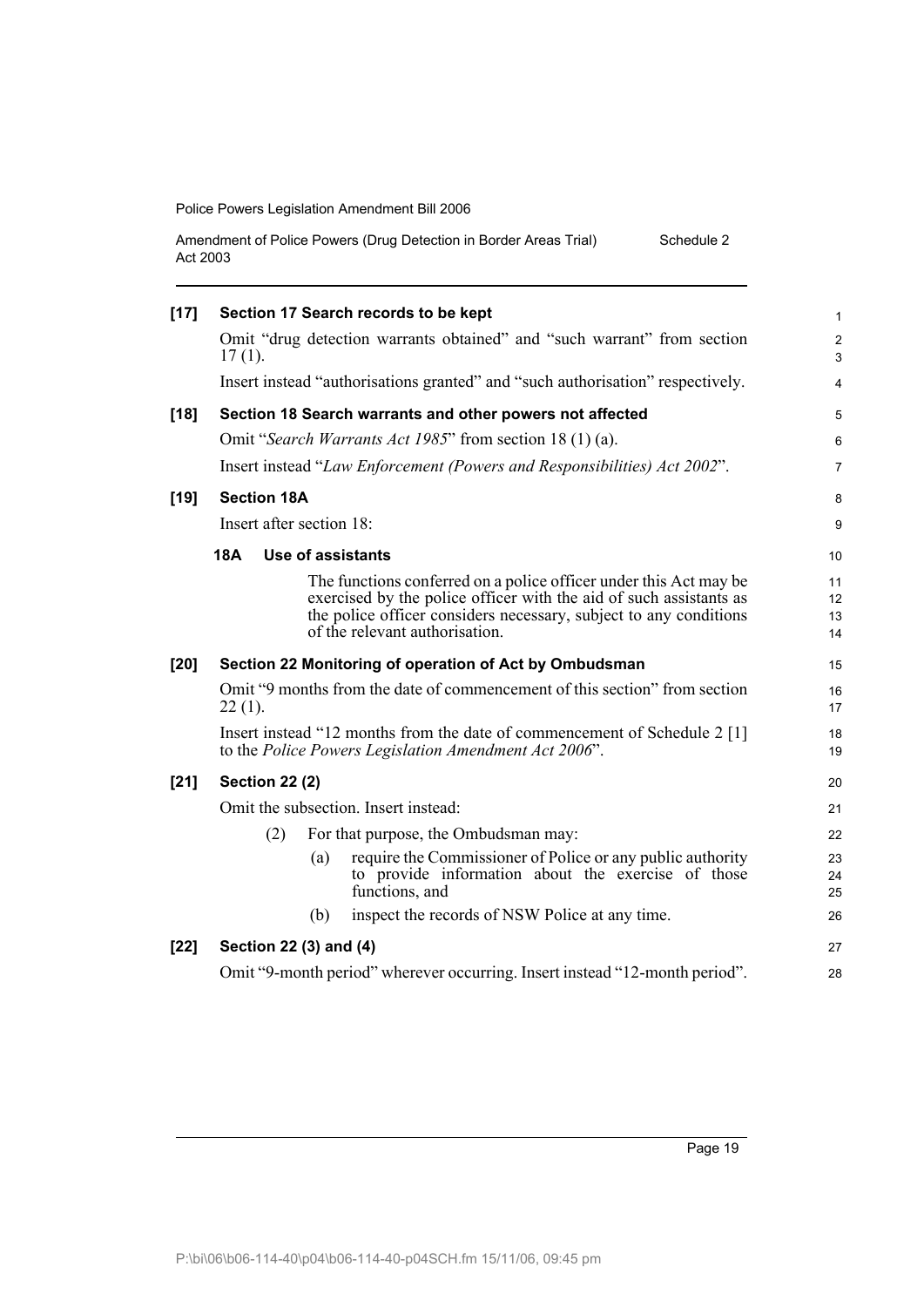**[17] Section 17 Search records to be kept**

Omit "drug detection warrants obtained" and "such warrant" from section 17 (1).

Insert instead "authorisations granted" and "such authorisation" respectively.

**[18] Section 18 Search warrants and other powers not affected**

Omit "*Search Warrants Act 1985*" from section 18 (1) (a).

Insert instead "*Law Enforcement (Powers and Responsibilities) Act 2002*".

**[19] Section 18A**

Insert after section 18:

**18A Use of assistants**

The functions conferred on a police officer under this Act may be exercised by the police officer with the aid of such assistants as the police officer considers necessary, subject to any conditions of the relevant authorisation.

**[20] Section 22 Monitoring of operation of Act by Ombudsman**

Omit "9 months from the date of commencement of this section" from section 22 (1).

Insert instead "12 months from the date of commencement of Schedule 2 [1] to the *Police Powers Legislation Amendment Act 2006*".

**[21] Section 22 (2)**

Omit the subsection. Insert instead:

(2) For that purpose, the Ombudsman may:

(a) require the Commissioner of Police or any public authority to provide information about the exercise of those functions, and

(b) inspect the records of NSW Police at any time.

**[22] Section 22 (3) and (4)**

Omit "9-month period" wherever occurring. Insert instead "12-month period".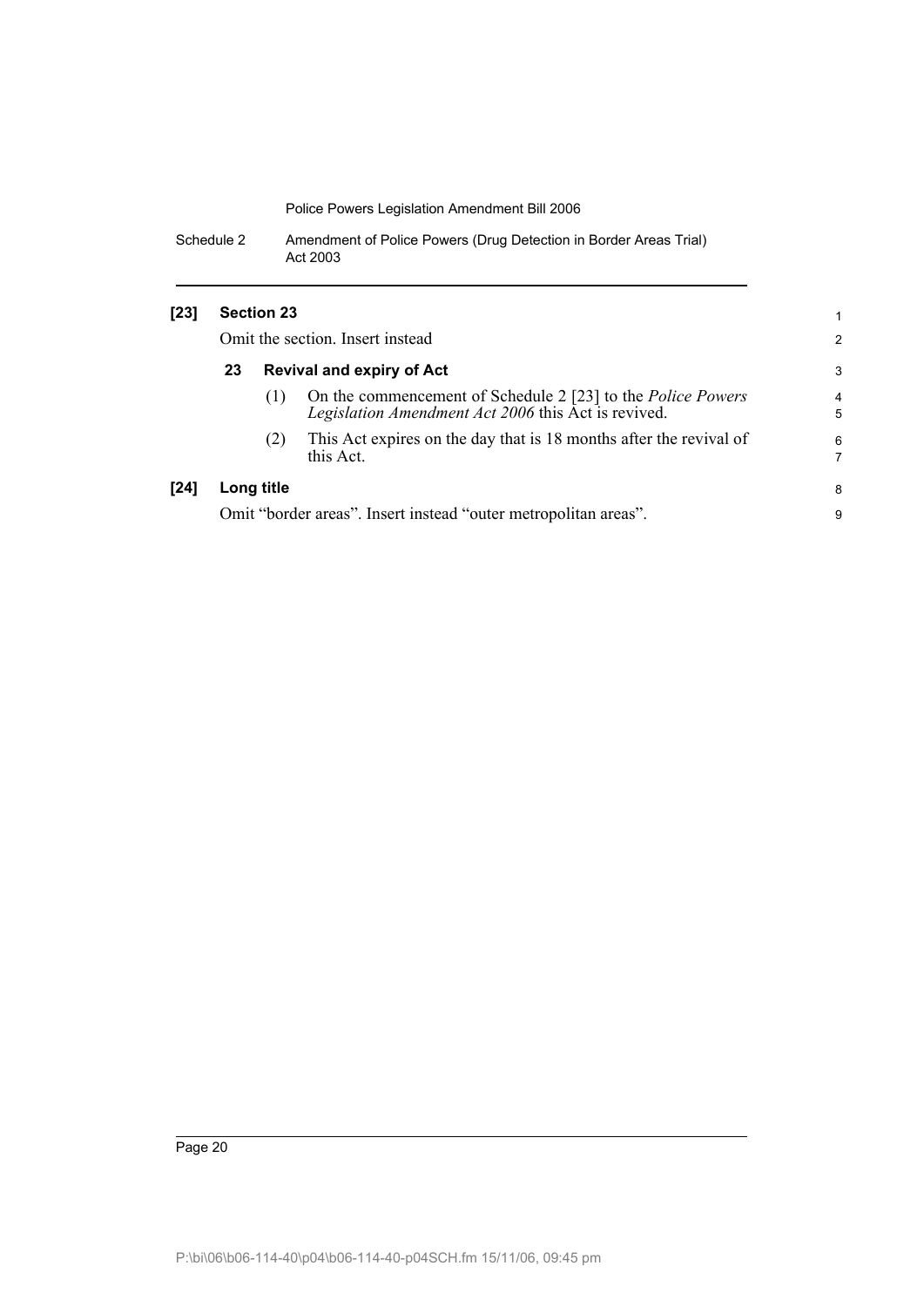**[23] Section 23**

Omit the section. Insert instead

**23 Revival and expiry of Act**

(1) On the commencement of Schedule 2 [23] to the *Police Powers Legislation Amendment Act 2006* this Act is revived.

(2) This Act expires on the day that is 18 months after the revival of this Act.

**[24] Long title**

Omit "border areas". Insert instead "outer metropolitan areas".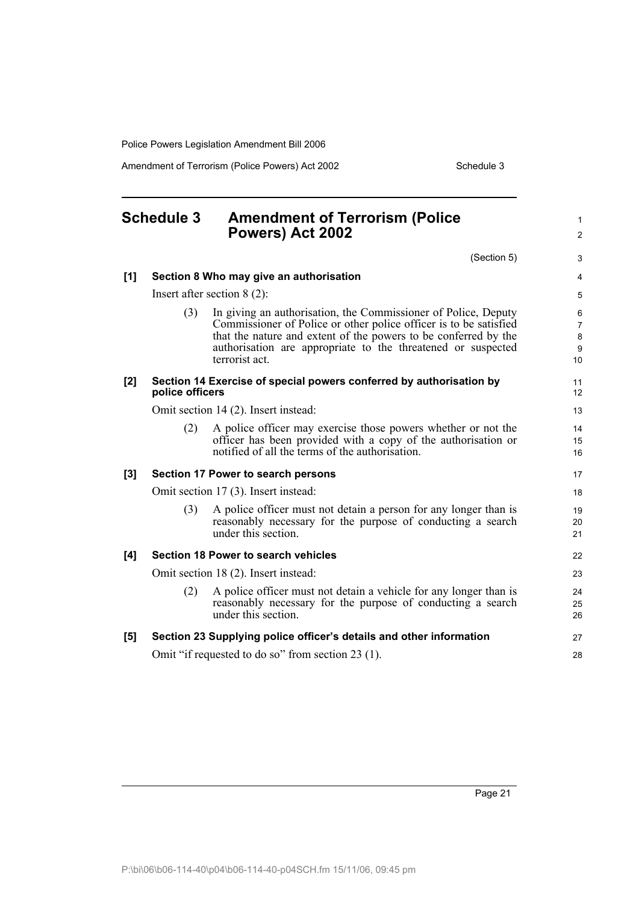## Schedule 3 Amendment of Terrorism (Police Powers) Act 2002

(Section 5)

**[1] Section 8 Who may give an authorisation**

Insert after section 8 (2):

(3) In giving an authorisation, the Commissioner of Police, Deputy Commissioner of Police or other police officer is to be satisfied that the nature and extent of the powers to be conferred by the authorisation are appropriate to the threatened or suspected terrorist act.

**[2] Section 14 Exercise of special powers conferred by authorisation by police officers**

Omit section 14 (2). Insert instead:

(2) A police officer may exercise those powers whether or not the officer has been provided with a copy of the authorisation or notified of all the terms of the authorisation.

**[3] Section 17 Power to search persons**

Omit section 17 (3). Insert instead:

(3) A police officer must not detain a person for any longer than is reasonably necessary for the purpose of conducting a search under this section.

**[4] Section 18 Power to search vehicles**

Omit section 18 (2). Insert instead:

(2) A police officer must not detain a vehicle for any longer than is reasonably necessary for the purpose of conducting a search under this section.

**[5] Section 23 Supplying police officer's details and other information**

Omit "if requested to do so" from section 23 (1).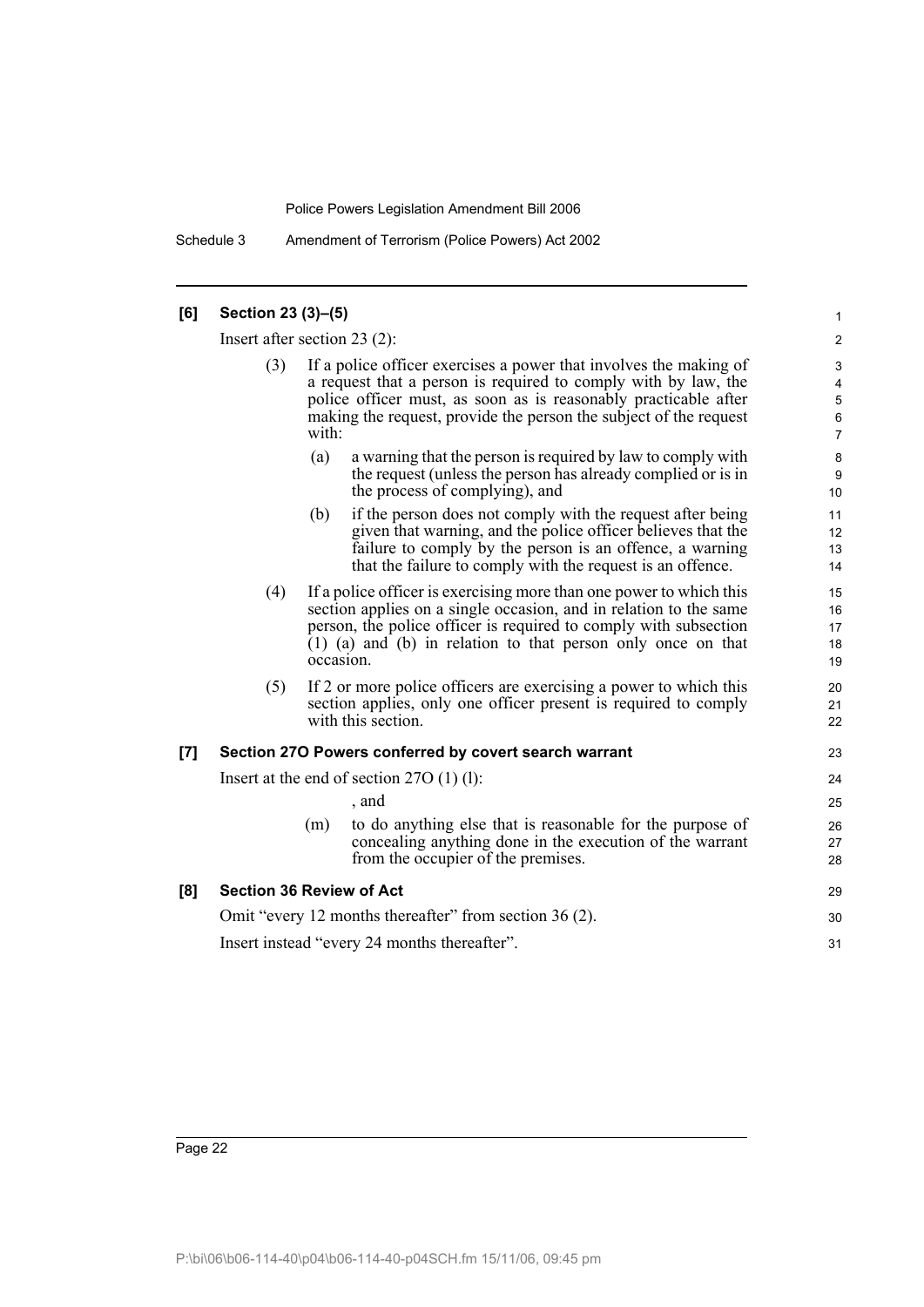### [6] Section 23 (3)–(5)

Insert after section 23 (2):

(3) If a police officer exercises a power that involves the making of a request that a person is required to comply with by law, the police officer must, as soon as is reasonably practicable after making the request, provide the person the subject of the request with:

(a) a warning that the person is required by law to comply with the request (unless the person has already complied or is in the process of complying), and

(b) if the person does not comply with the request after being given that warning, and the police officer believes that the failure to comply by the person is an offence, a warning that the failure to comply with the request is an offence.

(4) If a police officer is exercising more than one power to which this section applies on a single occasion, and in relation to the same person, the police officer is required to comply with subsection (1) (a) and (b) in relation to that person only once on that occasion.

(5) If 2 or more police officers are exercising a power to which this section applies, only one officer present is required to comply with this section.

### [7] Section 27O Powers conferred by covert search warrant

Insert at the end of section 27O (1) (l):

, and

(m) to do anything else that is reasonable for the purpose of concealing anything done in the execution of the warrant from the occupier of the premises.

### [8] Section 36 Review of Act

Omit "every 12 months thereafter" from section 36 (2).

Insert instead "every 24 months thereafter".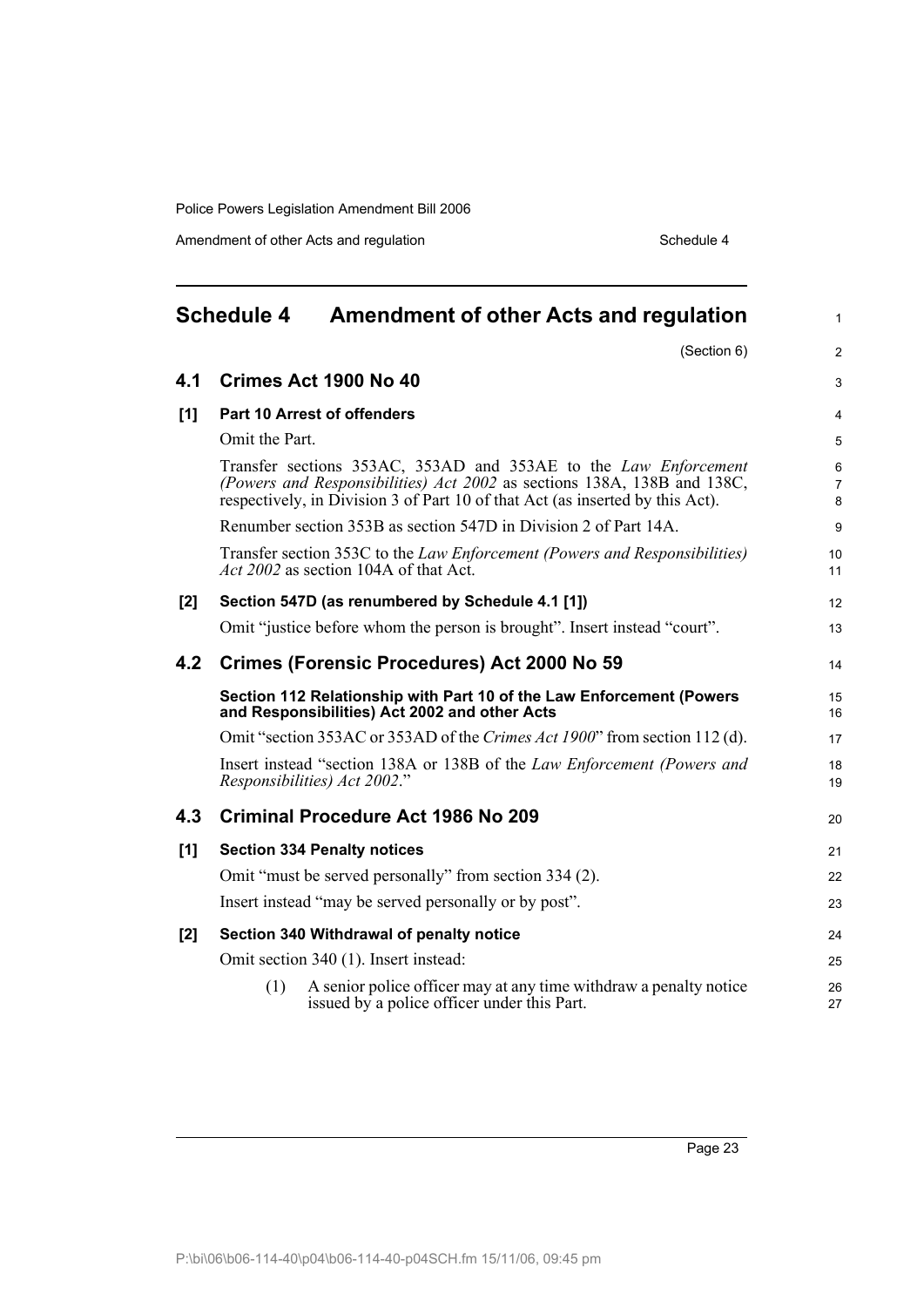# Schedule 4 Amendment of other Acts and regulation

(Section 6)

## 4.1 Crimes Act 1900 No 40

**[1] Part 10 Arrest of offenders**

Omit the Part.

Transfer sections 353AC, 353AD and 353AE to the *Law Enforcement (Powers and Responsibilities) Act 2002* as sections 138A, 138B and 138C, respectively, in Division 3 of Part 10 of that Act (as inserted by this Act).

Renumber section 353B as section 547D in Division 2 of Part 14A.

Transfer section 353C to the *Law Enforcement (Powers and Responsibilities) Act 2002* as section 104A of that Act.

**[2] Section 547D (as renumbered by Schedule 4.1 [1])**

Omit "justice before whom the person is brought". Insert instead "court".

## 4.2 Crimes (Forensic Procedures) Act 2000 No 59

**Section 112 Relationship with Part 10 of the Law Enforcement (Powers and Responsibilities) Act 2002 and other Acts**

Omit "section 353AC or 353AD of the *Crimes Act 1900*" from section 112 (d).

Insert instead "section 138A or 138B of the *Law Enforcement (Powers and Responsibilities) Act 2002*."

## 4.3 Criminal Procedure Act 1986 No 209

**[1] Section 334 Penalty notices**

Omit "must be served personally" from section 334 (2).

Insert instead "may be served personally or by post".

**[2] Section 340 Withdrawal of penalty notice**

Omit section 340 (1). Insert instead:

(1) A senior police officer may at any time withdraw a penalty notice issued by a police officer under this Part.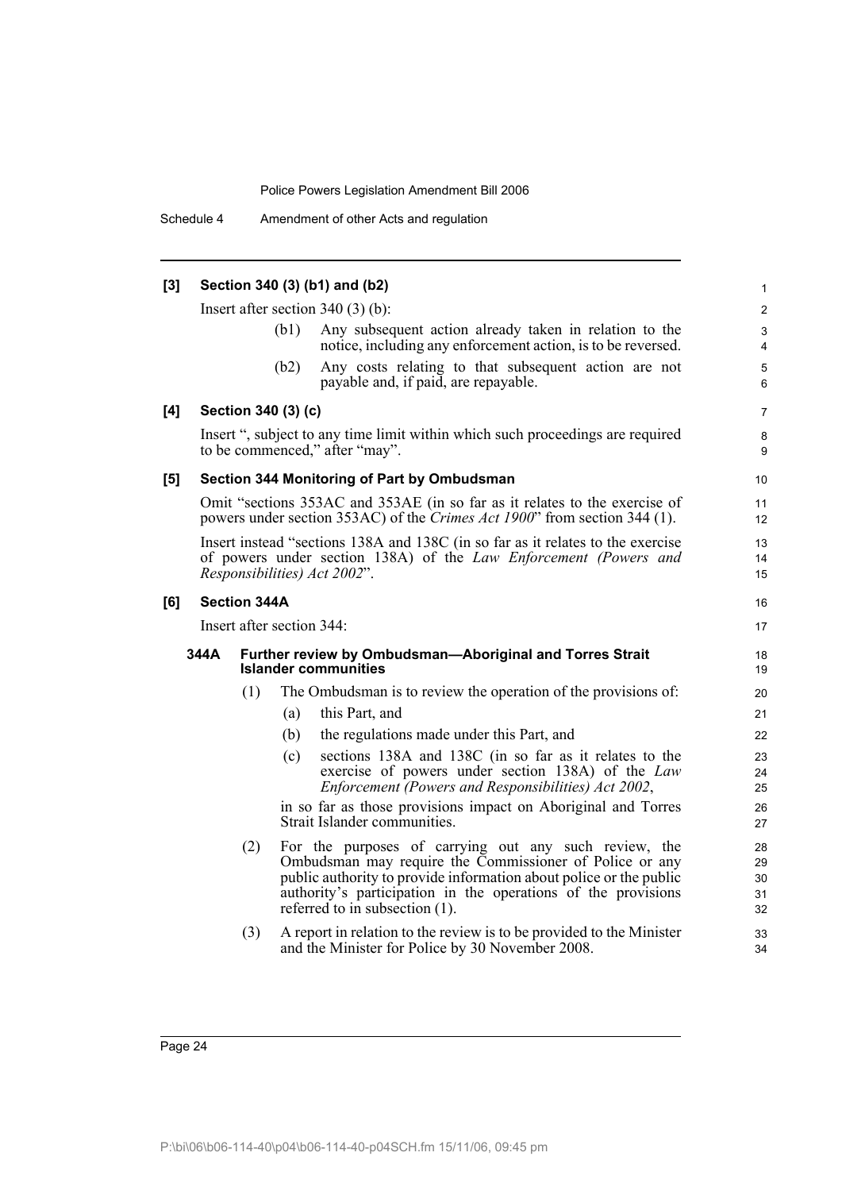**[3] Section 340 (3) (b1) and (b2)**

Insert after section 340 (3) (b):

> (b1) Any subsequent action already taken in relation to the notice, including any enforcement action, is to be reversed.
>
> (b2) Any costs relating to that subsequent action are not payable and, if paid, are repayable.

**[4] Section 340 (3) (c)**

Insert ", subject to any time limit within which such proceedings are required to be commenced," after "may".

**[5] Section 344 Monitoring of Part by Ombudsman**

Omit "sections 353AC and 353AE (in so far as it relates to the exercise of powers under section 353AC) of the *Crimes Act 1900*" from section 344 (1).

Insert instead "sections 138A and 138C (in so far as it relates to the exercise of powers under section 138A) of the *Law Enforcement (Powers and Responsibilities) Act 2002*".

**[6] Section 344A**

Insert after section 344:

**344A Further review by Ombudsman—Aboriginal and Torres Strait Islander communities**

(1) The Ombudsman is to review the operation of the provisions of:

(a) this Part, and

(b) the regulations made under this Part, and

(c) sections 138A and 138C (in so far as it relates to the exercise of powers under section 138A) of the *Law Enforcement (Powers and Responsibilities) Act 2002*,

in so far as those provisions impact on Aboriginal and Torres Strait Islander communities.

(2) For the purposes of carrying out any such review, the Ombudsman may require the Commissioner of Police or any public authority to provide information about police or the public authority's participation in the operations of the provisions referred to in subsection (1).

(3) A report in relation to the review is to be provided to the Minister and the Minister for Police by 30 November 2008.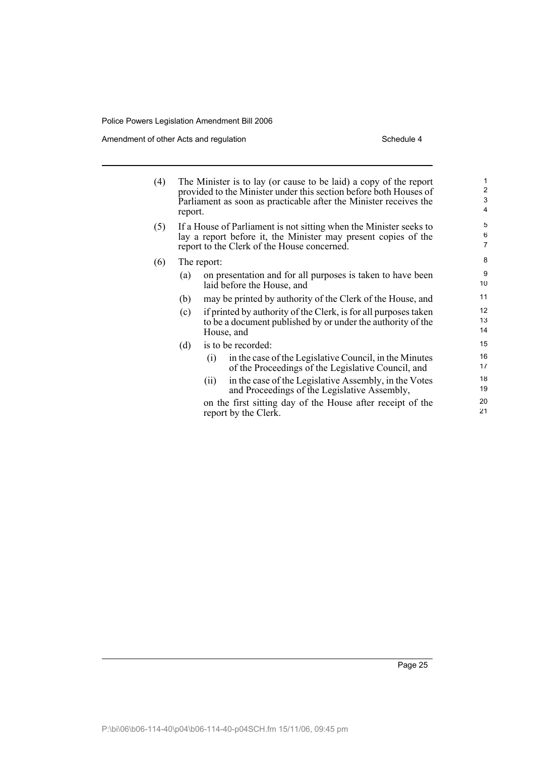(4) The Minister is to lay (or cause to be laid) a copy of the report provided to the Minister under this section before both Houses of Parliament as soon as practicable after the Minister receives the report.

(5) If a House of Parliament is not sitting when the Minister seeks to lay a report before it, the Minister may present copies of the report to the Clerk of the House concerned.

(6) The report:

  (a) on presentation and for all purposes is taken to have been laid before the House, and

  (b) may be printed by authority of the Clerk of the House, and

  (c) if printed by authority of the Clerk, is for all purposes taken to be a document published by or under the authority of the House, and

  (d) is to be recorded:

    (i) in the case of the Legislative Council, in the Minutes of the Proceedings of the Legislative Council, and

    (ii) in the case of the Legislative Assembly, in the Votes and Proceedings of the Legislative Assembly,

  on the first sitting day of the House after receipt of the report by the Clerk.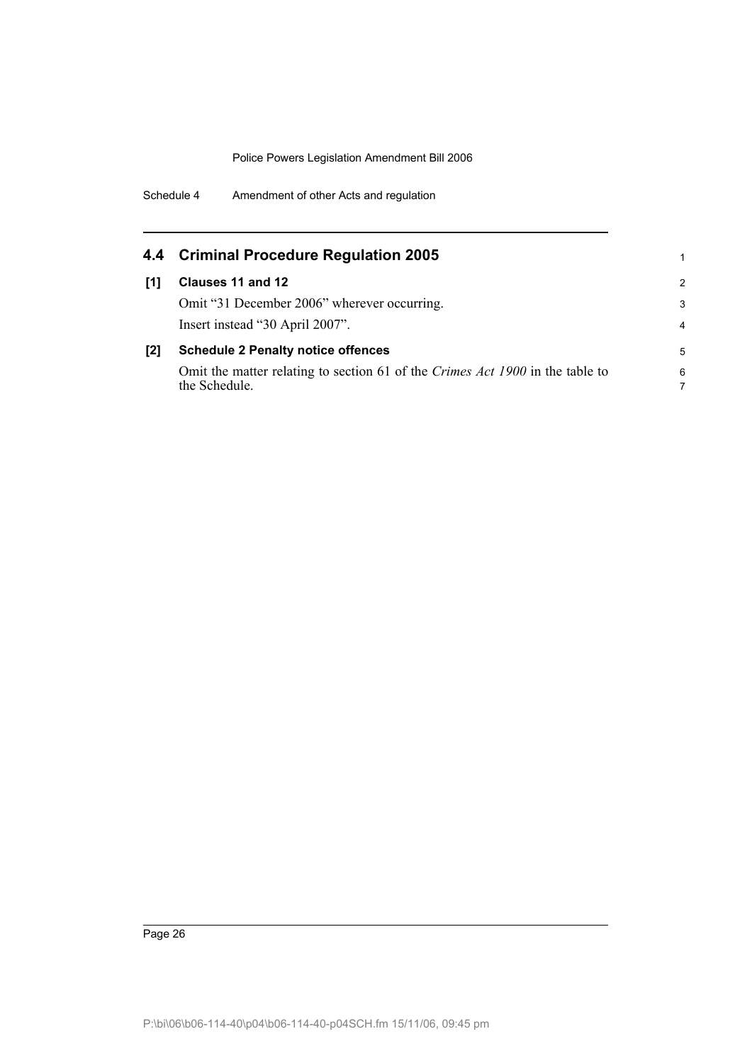## 4.4 Criminal Procedure Regulation 2005

**[1] Clauses 11 and 12**

Omit "31 December 2006" wherever occurring.

Insert instead "30 April 2007".

**[2] Schedule 2 Penalty notice offences**

Omit the matter relating to section 61 of the *Crimes Act 1900* in the table to the Schedule.